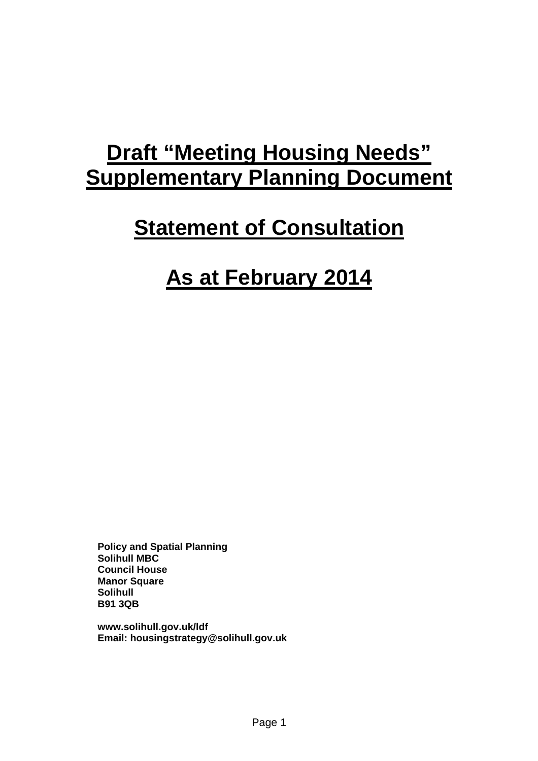# Draft "Meeting Housing Needs" Supplementary Planning Document

# Statement of Consultation

# As at February 2014

**Policy and Spatial Planning**
**Solihull MBC**
**Council House**
**Manor Square**
**Solihull**
**B91 3QB**

**www.solihull.gov.uk/ldf**
**Email: housingstrategy@solihull.gov.uk**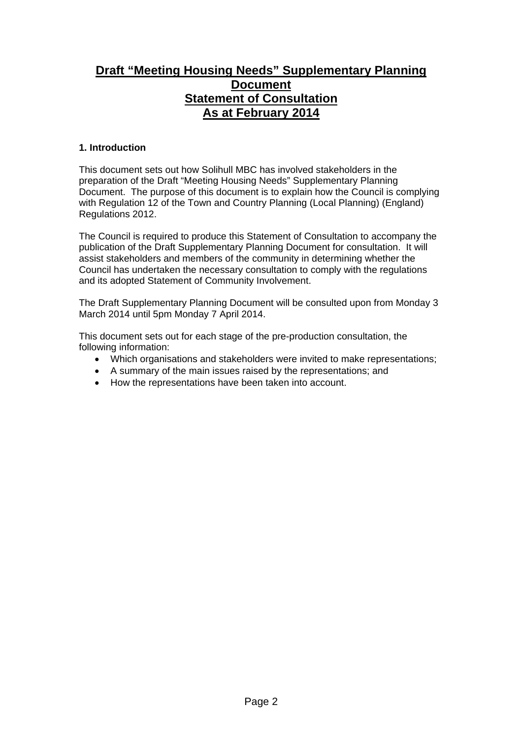# Draft "Meeting Housing Needs" Supplementary Planning Document
# Statement of Consultation
# As at February 2014

**1. Introduction**

This document sets out how Solihull MBC has involved stakeholders in the preparation of the Draft "Meeting Housing Needs" Supplementary Planning Document. The purpose of this document is to explain how the Council is complying with Regulation 12 of the Town and Country Planning (Local Planning) (England) Regulations 2012.

The Council is required to produce this Statement of Consultation to accompany the publication of the Draft Supplementary Planning Document for consultation. It will assist stakeholders and members of the community in determining whether the Council has undertaken the necessary consultation to comply with the regulations and its adopted Statement of Community Involvement.

The Draft Supplementary Planning Document will be consulted upon from Monday 3 March 2014 until 5pm Monday 7 April 2014.

This document sets out for each stage of the pre-production consultation, the following information:

- Which organisations and stakeholders were invited to make representations;
- A summary of the main issues raised by the representations; and
- How the representations have been taken into account.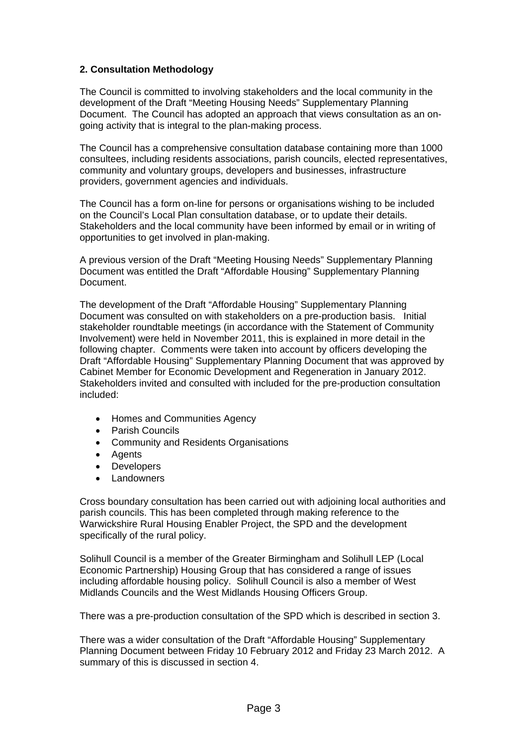## 2. Consultation Methodology

The Council is committed to involving stakeholders and the local community in the development of the Draft "Meeting Housing Needs" Supplementary Planning Document. The Council has adopted an approach that views consultation as an on-going activity that is integral to the plan-making process.

The Council has a comprehensive consultation database containing more than 1000 consultees, including residents associations, parish councils, elected representatives, community and voluntary groups, developers and businesses, infrastructure providers, government agencies and individuals.

The Council has a form on-line for persons or organisations wishing to be included on the Council's Local Plan consultation database, or to update their details. Stakeholders and the local community have been informed by email or in writing of opportunities to get involved in plan-making.

A previous version of the Draft "Meeting Housing Needs" Supplementary Planning Document was entitled the Draft "Affordable Housing" Supplementary Planning Document.

The development of the Draft "Affordable Housing" Supplementary Planning Document was consulted on with stakeholders on a pre-production basis. Initial stakeholder roundtable meetings (in accordance with the Statement of Community Involvement) were held in November 2011, this is explained in more detail in the following chapter. Comments were taken into account by officers developing the Draft "Affordable Housing" Supplementary Planning Document that was approved by Cabinet Member for Economic Development and Regeneration in January 2012. Stakeholders invited and consulted with included for the pre-production consultation included:

- Homes and Communities Agency
- Parish Councils
- Community and Residents Organisations
- Agents
- Developers
- Landowners

Cross boundary consultation has been carried out with adjoining local authorities and parish councils. This has been completed through making reference to the Warwickshire Rural Housing Enabler Project, the SPD and the development specifically of the rural policy.

Solihull Council is a member of the Greater Birmingham and Solihull LEP (Local Economic Partnership) Housing Group that has considered a range of issues including affordable housing policy. Solihull Council is also a member of West Midlands Councils and the West Midlands Housing Officers Group.

There was a pre-production consultation of the SPD which is described in section 3.

There was a wider consultation of the Draft "Affordable Housing" Supplementary Planning Document between Friday 10 February 2012 and Friday 23 March 2012. A summary of this is discussed in section 4.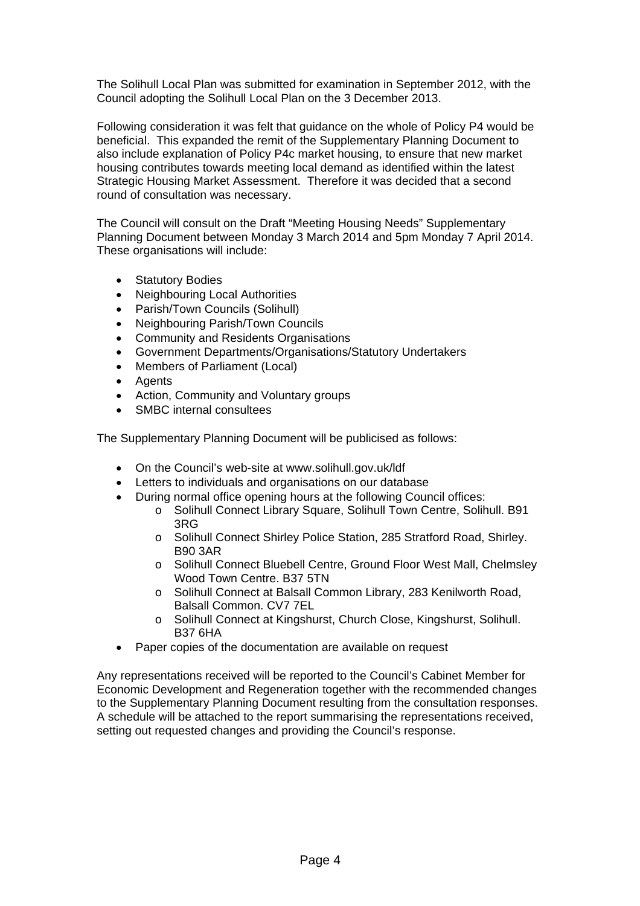The Solihull Local Plan was submitted for examination in September 2012, with the Council adopting the Solihull Local Plan on the 3 December 2013.

Following consideration it was felt that guidance on the whole of Policy P4 would be beneficial. This expanded the remit of the Supplementary Planning Document to also include explanation of Policy P4c market housing, to ensure that new market housing contributes towards meeting local demand as identified within the latest Strategic Housing Market Assessment. Therefore it was decided that a second round of consultation was necessary.

The Council will consult on the Draft "Meeting Housing Needs" Supplementary Planning Document between Monday 3 March 2014 and 5pm Monday 7 April 2014. These organisations will include:

- Statutory Bodies
- Neighbouring Local Authorities
- Parish/Town Councils (Solihull)
- Neighbouring Parish/Town Councils
- Community and Residents Organisations
- Government Departments/Organisations/Statutory Undertakers
- Members of Parliament (Local)
- Agents
- Action, Community and Voluntary groups
- SMBC internal consultees

The Supplementary Planning Document will be publicised as follows:

- On the Council's web-site at www.solihull.gov.uk/ldf
- Letters to individuals and organisations on our database
- During normal office opening hours at the following Council offices:
  - Solihull Connect Library Square, Solihull Town Centre, Solihull. B91 3RG
  - Solihull Connect Shirley Police Station, 285 Stratford Road, Shirley. B90 3AR
  - Solihull Connect Bluebell Centre, Ground Floor West Mall, Chelmsley Wood Town Centre. B37 5TN
  - Solihull Connect at Balsall Common Library, 283 Kenilworth Road, Balsall Common. CV7 7EL
  - Solihull Connect at Kingshurst, Church Close, Kingshurst, Solihull. B37 6HA
- Paper copies of the documentation are available on request

Any representations received will be reported to the Council's Cabinet Member for Economic Development and Regeneration together with the recommended changes to the Supplementary Planning Document resulting from the consultation responses. A schedule will be attached to the report summarising the representations received, setting out requested changes and providing the Council's response.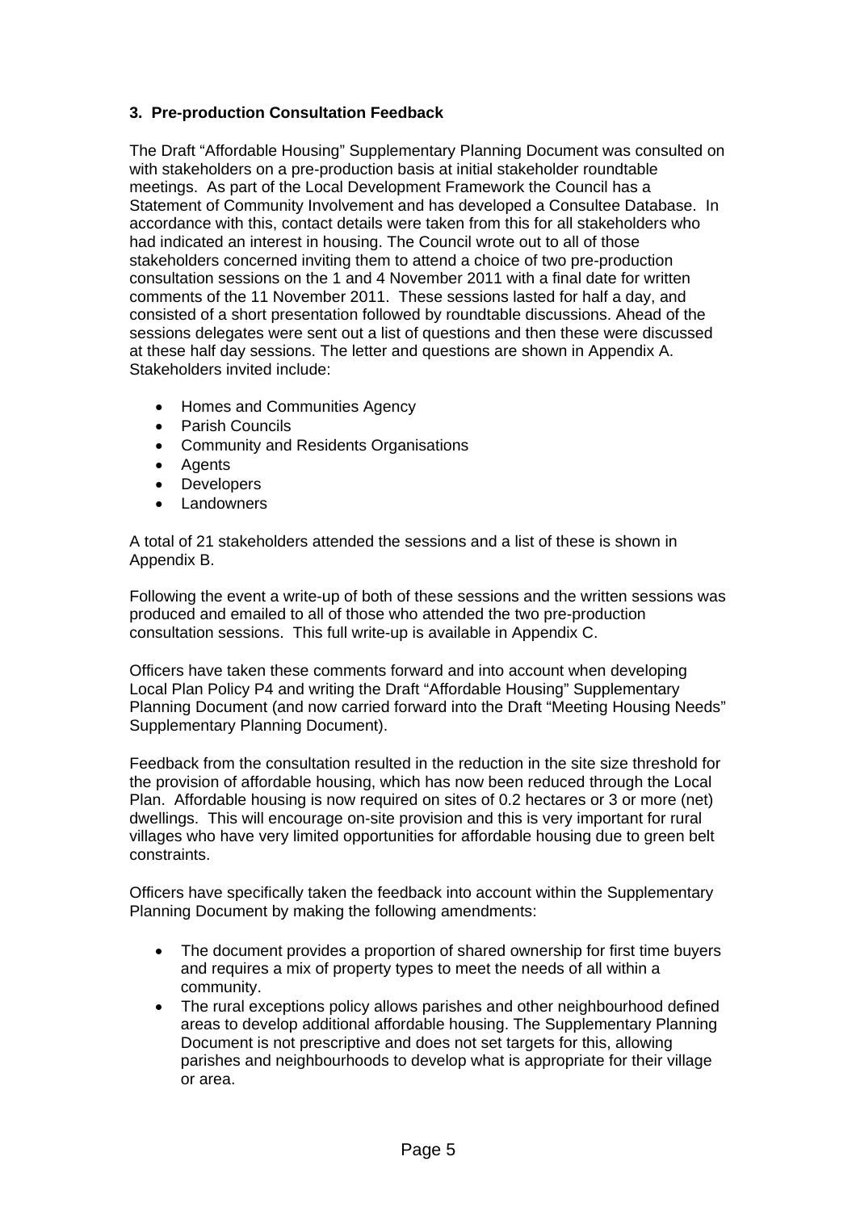### 3. Pre-production Consultation Feedback

The Draft "Affordable Housing" Supplementary Planning Document was consulted on with stakeholders on a pre-production basis at initial stakeholder roundtable meetings. As part of the Local Development Framework the Council has a Statement of Community Involvement and has developed a Consultee Database. In accordance with this, contact details were taken from this for all stakeholders who had indicated an interest in housing. The Council wrote out to all of those stakeholders concerned inviting them to attend a choice of two pre-production consultation sessions on the 1 and 4 November 2011 with a final date for written comments of the 11 November 2011. These sessions lasted for half a day, and consisted of a short presentation followed by roundtable discussions. Ahead of the sessions delegates were sent out a list of questions and then these were discussed at these half day sessions. The letter and questions are shown in Appendix A. Stakeholders invited include:

- Homes and Communities Agency
- Parish Councils
- Community and Residents Organisations
- Agents
- Developers
- Landowners

A total of 21 stakeholders attended the sessions and a list of these is shown in Appendix B.

Following the event a write-up of both of these sessions and the written sessions was produced and emailed to all of those who attended the two pre-production consultation sessions. This full write-up is available in Appendix C.

Officers have taken these comments forward and into account when developing Local Plan Policy P4 and writing the Draft "Affordable Housing" Supplementary Planning Document (and now carried forward into the Draft "Meeting Housing Needs" Supplementary Planning Document).

Feedback from the consultation resulted in the reduction in the site size threshold for the provision of affordable housing, which has now been reduced through the Local Plan. Affordable housing is now required on sites of 0.2 hectares or 3 or more (net) dwellings. This will encourage on-site provision and this is very important for rural villages who have very limited opportunities for affordable housing due to green belt constraints.

Officers have specifically taken the feedback into account within the Supplementary Planning Document by making the following amendments:

- The document provides a proportion of shared ownership for first time buyers and requires a mix of property types to meet the needs of all within a community.
- The rural exceptions policy allows parishes and other neighbourhood defined areas to develop additional affordable housing. The Supplementary Planning Document is not prescriptive and does not set targets for this, allowing parishes and neighbourhoods to develop what is appropriate for their village or area.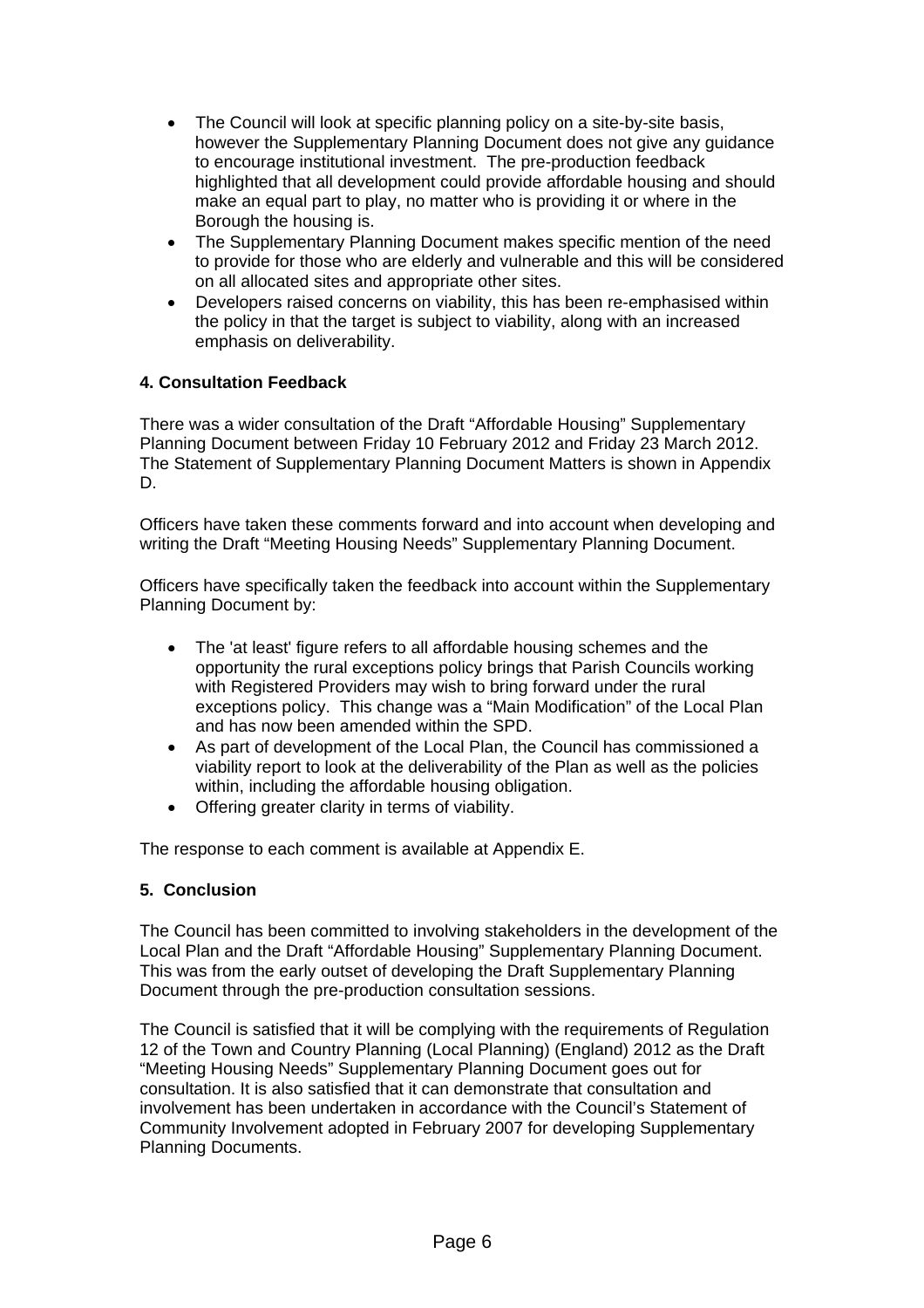- The Council will look at specific planning policy on a site-by-site basis, however the Supplementary Planning Document does not give any guidance to encourage institutional investment. The pre-production feedback highlighted that all development could provide affordable housing and should make an equal part to play, no matter who is providing it or where in the Borough the housing is.
- The Supplementary Planning Document makes specific mention of the need to provide for those who are elderly and vulnerable and this will be considered on all allocated sites and appropriate other sites.
- Developers raised concerns on viability, this has been re-emphasised within the policy in that the target is subject to viability, along with an increased emphasis on deliverability.

## 4. Consultation Feedback

There was a wider consultation of the Draft "Affordable Housing" Supplementary Planning Document between Friday 10 February 2012 and Friday 23 March 2012. The Statement of Supplementary Planning Document Matters is shown in Appendix D.

Officers have taken these comments forward and into account when developing and writing the Draft "Meeting Housing Needs" Supplementary Planning Document.

Officers have specifically taken the feedback into account within the Supplementary Planning Document by:

- The 'at least' figure refers to all affordable housing schemes and the opportunity the rural exceptions policy brings that Parish Councils working with Registered Providers may wish to bring forward under the rural exceptions policy. This change was a "Main Modification" of the Local Plan and has now been amended within the SPD.
- As part of development of the Local Plan, the Council has commissioned a viability report to look at the deliverability of the Plan as well as the policies within, including the affordable housing obligation.
- Offering greater clarity in terms of viability.

The response to each comment is available at Appendix E.

## 5. Conclusion

The Council has been committed to involving stakeholders in the development of the Local Plan and the Draft "Affordable Housing" Supplementary Planning Document. This was from the early outset of developing the Draft Supplementary Planning Document through the pre-production consultation sessions.

The Council is satisfied that it will be complying with the requirements of Regulation 12 of the Town and Country Planning (Local Planning) (England) 2012 as the Draft "Meeting Housing Needs" Supplementary Planning Document goes out for consultation. It is also satisfied that it can demonstrate that consultation and involvement has been undertaken in accordance with the Council's Statement of Community Involvement adopted in February 2007 for developing Supplementary Planning Documents.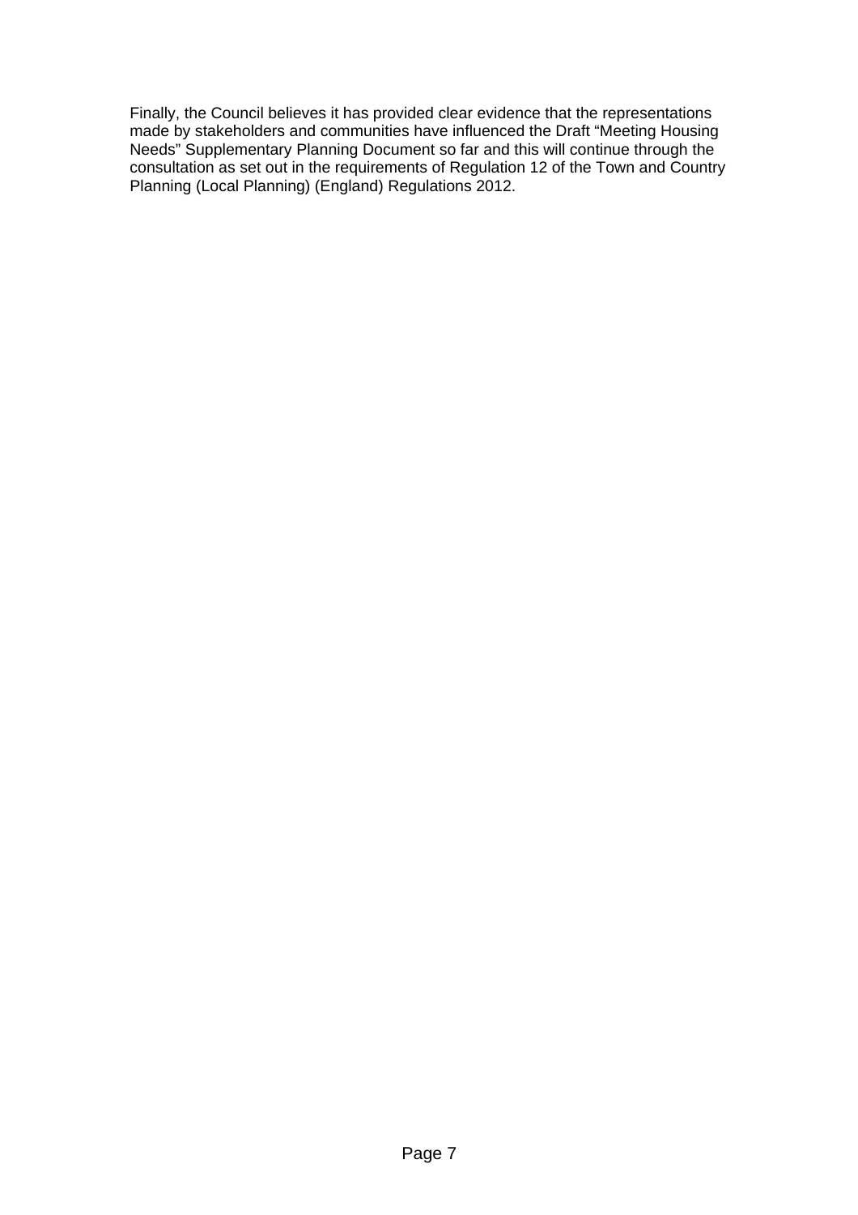Finally, the Council believes it has provided clear evidence that the representations made by stakeholders and communities have influenced the Draft "Meeting Housing Needs" Supplementary Planning Document so far and this will continue through the consultation as set out in the requirements of Regulation 12 of the Town and Country Planning (Local Planning) (England) Regulations 2012.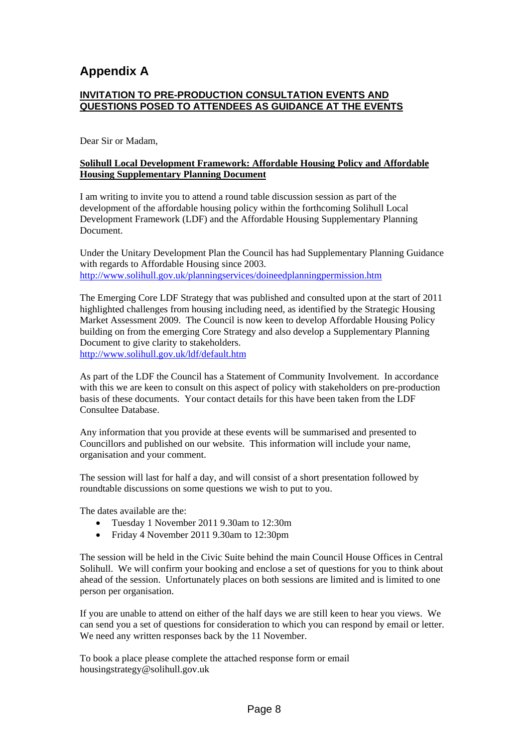# Appendix A

**INVITATION TO PRE-PRODUCTION CONSULTATION EVENTS AND QUESTIONS POSED TO ATTENDEES AS GUIDANCE AT THE EVENTS**

Dear Sir or Madam,

**Solihull Local Development Framework: Affordable Housing Policy and Affordable Housing Supplementary Planning Document**

I am writing to invite you to attend a round table discussion session as part of the development of the affordable housing policy within the forthcoming Solihull Local Development Framework (LDF) and the Affordable Housing Supplementary Planning Document.

Under the Unitary Development Plan the Council has had Supplementary Planning Guidance with regards to Affordable Housing since 2003.
http://www.solihull.gov.uk/planningservices/doineedplanningpermission.htm

The Emerging Core LDF Strategy that was published and consulted upon at the start of 2011 highlighted challenges from housing including need, as identified by the Strategic Housing Market Assessment 2009. The Council is now keen to develop Affordable Housing Policy building on from the emerging Core Strategy and also develop a Supplementary Planning Document to give clarity to stakeholders.
http://www.solihull.gov.uk/ldf/default.htm

As part of the LDF the Council has a Statement of Community Involvement. In accordance with this we are keen to consult on this aspect of policy with stakeholders on pre-production basis of these documents. Your contact details for this have been taken from the LDF Consultee Database.

Any information that you provide at these events will be summarised and presented to Councillors and published on our website. This information will include your name, organisation and your comment.

The session will last for half a day, and will consist of a short presentation followed by roundtable discussions on some questions we wish to put to you.

The dates available are the:

- Tuesday 1 November 2011 9.30am to 12:30m
- Friday 4 November 2011 9.30am to 12:30pm

The session will be held in the Civic Suite behind the main Council House Offices in Central Solihull. We will confirm your booking and enclose a set of questions for you to think about ahead of the session. Unfortunately places on both sessions are limited and is limited to one person per organisation.

If you are unable to attend on either of the half days we are still keen to hear you views. We can send you a set of questions for consideration to which you can respond by email or letter. We need any written responses back by the 11 November.

To book a place please complete the attached response form or email housingstrategy@solihull.gov.uk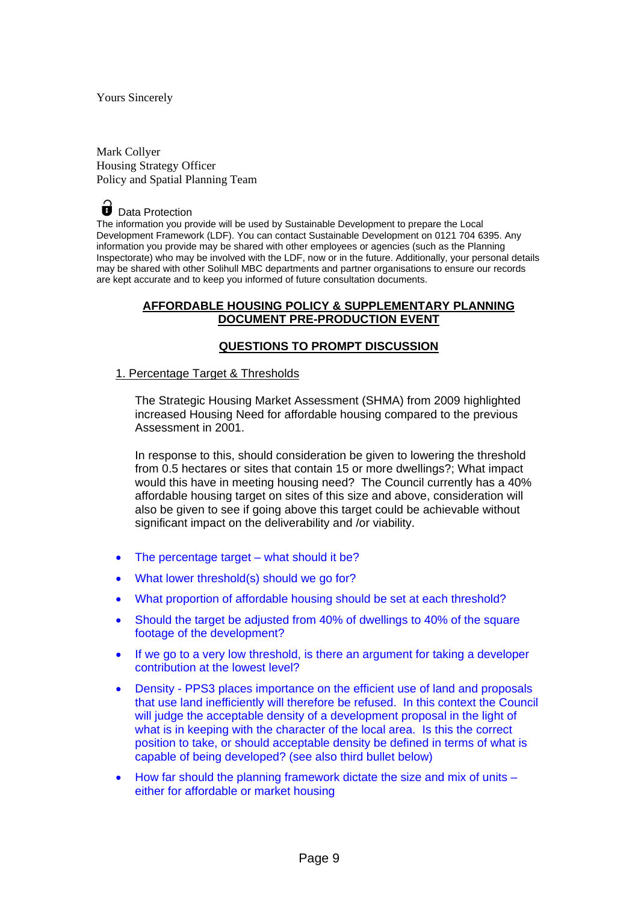Yours Sincerely

Mark Collyer
Housing Strategy Officer
Policy and Spatial Planning Team

Data Protection

The information you provide will be used by Sustainable Development to prepare the Local Development Framework (LDF). You can contact Sustainable Development on 0121 704 6395. Any information you provide may be shared with other employees or agencies (such as the Planning Inspectorate) who may be involved with the LDF, now or in the future. Additionally, your personal details may be shared with other Solihull MBC departments and partner organisations to ensure our records are kept accurate and to keep you informed of future consultation documents.

## AFFORDABLE HOUSING POLICY & SUPPLEMENTARY PLANNING DOCUMENT PRE-PRODUCTION EVENT

## QUESTIONS TO PROMPT DISCUSSION

### 1. Percentage Target & Thresholds

The Strategic Housing Market Assessment (SHMA) from 2009 highlighted increased Housing Need for affordable housing compared to the previous Assessment in 2001.

In response to this, should consideration be given to lowering the threshold from 0.5 hectares or sites that contain 15 or more dwellings?; What impact would this have in meeting housing need? The Council currently has a 40% affordable housing target on sites of this size and above, consideration will also be given to see if going above this target could be achievable without significant impact on the deliverability and /or viability.

- The percentage target – what should it be?
- What lower threshold(s) should we go for?
- What proportion of affordable housing should be set at each threshold?
- Should the target be adjusted from 40% of dwellings to 40% of the square footage of the development?
- If we go to a very low threshold, is there an argument for taking a developer contribution at the lowest level?
- Density - PPS3 places importance on the efficient use of land and proposals that use land inefficiently will therefore be refused. In this context the Council will judge the acceptable density of a development proposal in the light of what is in keeping with the character of the local area. Is this the correct position to take, or should acceptable density be defined in terms of what is capable of being developed? (see also third bullet below)
- How far should the planning framework dictate the size and mix of units – either for affordable or market housing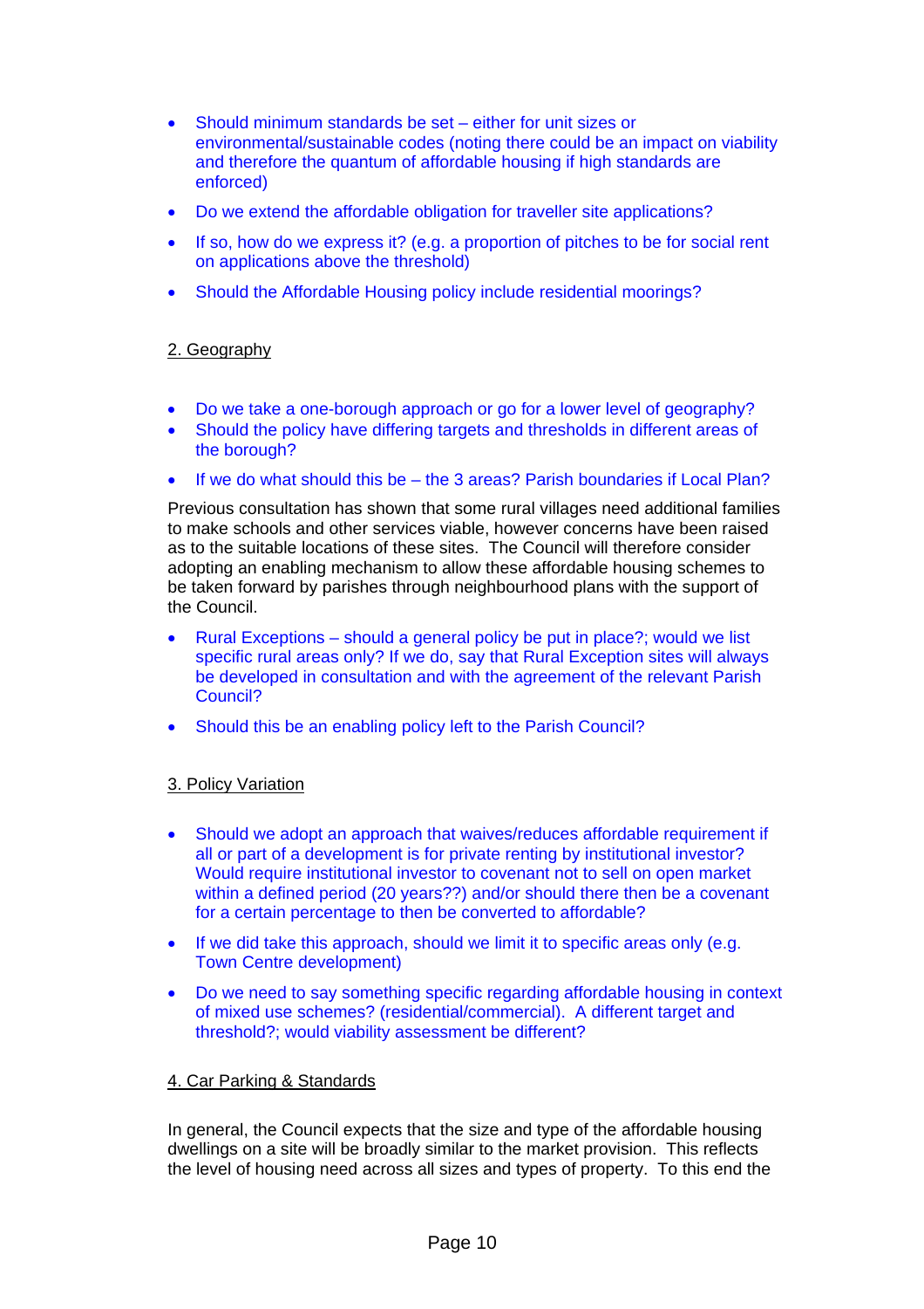- Should minimum standards be set – either for unit sizes or environmental/sustainable codes (noting there could be an impact on viability and therefore the quantum of affordable housing if high standards are enforced)
- Do we extend the affordable obligation for traveller site applications?
- If so, how do we express it? (e.g. a proportion of pitches to be for social rent on applications above the threshold)
- Should the Affordable Housing policy include residential moorings?

## 2. Geography

- Do we take a one-borough approach or go for a lower level of geography?
- Should the policy have differing targets and thresholds in different areas of the borough?
- If we do what should this be – the 3 areas? Parish boundaries if Local Plan?

Previous consultation has shown that some rural villages need additional families to make schools and other services viable, however concerns have been raised as to the suitable locations of these sites. The Council will therefore consider adopting an enabling mechanism to allow these affordable housing schemes to be taken forward by parishes through neighbourhood plans with the support of the Council.

- Rural Exceptions – should a general policy be put in place?; would we list specific rural areas only? If we do, say that Rural Exception sites will always be developed in consultation and with the agreement of the relevant Parish Council?
- Should this be an enabling policy left to the Parish Council?

## 3. Policy Variation

- Should we adopt an approach that waives/reduces affordable requirement if all or part of a development is for private renting by institutional investor? Would require institutional investor to covenant not to sell on open market within a defined period (20 years??) and/or should there then be a covenant for a certain percentage to then be converted to affordable?
- If we did take this approach, should we limit it to specific areas only (e.g. Town Centre development)
- Do we need to say something specific regarding affordable housing in context of mixed use schemes? (residential/commercial). A different target and threshold?; would viability assessment be different?

## 4. Car Parking & Standards

In general, the Council expects that the size and type of the affordable housing dwellings on a site will be broadly similar to the market provision. This reflects the level of housing need across all sizes and types of property. To this end the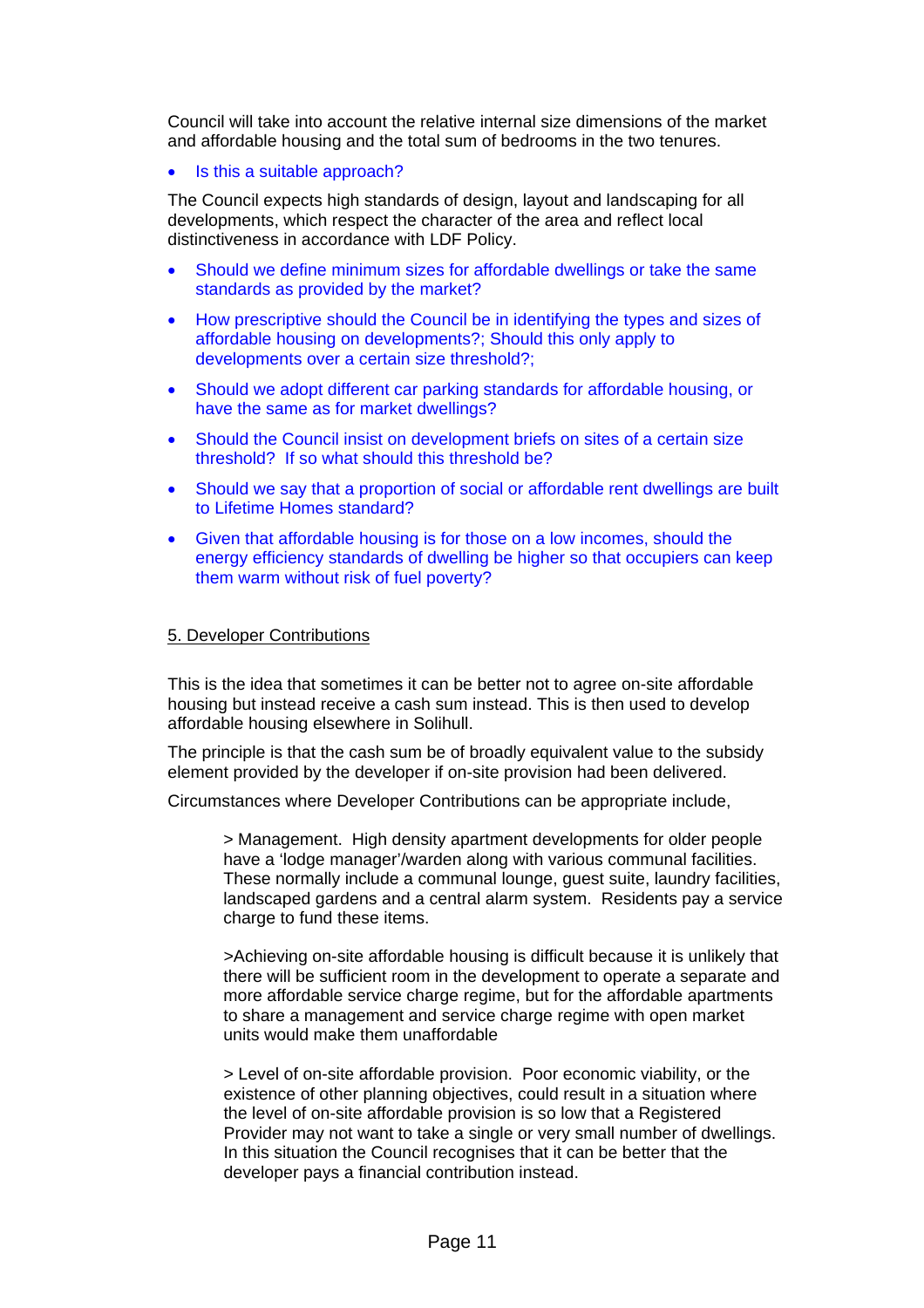Council will take into account the relative internal size dimensions of the market and affordable housing and the total sum of bedrooms in the two tenures.

- Is this a suitable approach?

The Council expects high standards of design, layout and landscaping for all developments, which respect the character of the area and reflect local distinctiveness in accordance with LDF Policy.

- Should we define minimum sizes for affordable dwellings or take the same standards as provided by the market?
- How prescriptive should the Council be in identifying the types and sizes of affordable housing on developments?; Should this only apply to developments over a certain size threshold?;
- Should we adopt different car parking standards for affordable housing, or have the same as for market dwellings?
- Should the Council insist on development briefs on sites of a certain size threshold? If so what should this threshold be?
- Should we say that a proportion of social or affordable rent dwellings are built to Lifetime Homes standard?
- Given that affordable housing is for those on a low incomes, should the energy efficiency standards of dwelling be higher so that occupiers can keep them warm without risk of fuel poverty?

## 5. Developer Contributions

This is the idea that sometimes it can be better not to agree on-site affordable housing but instead receive a cash sum instead. This is then used to develop affordable housing elsewhere in Solihull.

The principle is that the cash sum be of broadly equivalent value to the subsidy element provided by the developer if on-site provision had been delivered.

Circumstances where Developer Contributions can be appropriate include,

> > Management. High density apartment developments for older people have a 'lodge manager'/warden along with various communal facilities. These normally include a communal lounge, guest suite, laundry facilities, landscaped gardens and a central alarm system. Residents pay a service charge to fund these items.
>
> >Achieving on-site affordable housing is difficult because it is unlikely that there will be sufficient room in the development to operate a separate and more affordable service charge regime, but for the affordable apartments to share a management and service charge regime with open market units would make them unaffordable
>
> > Level of on-site affordable provision. Poor economic viability, or the existence of other planning objectives, could result in a situation where the level of on-site affordable provision is so low that a Registered Provider may not want to take a single or very small number of dwellings. In this situation the Council recognises that it can be better that the developer pays a financial contribution instead.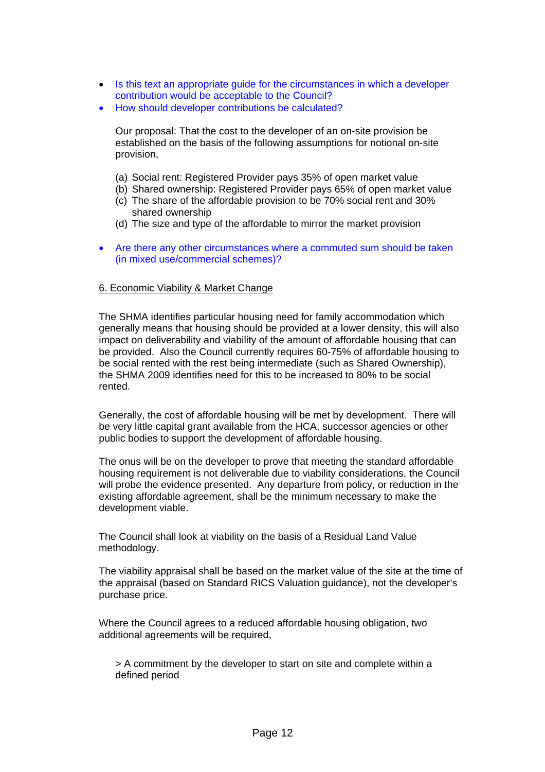- Is this text an appropriate guide for the circumstances in which a developer contribution would be acceptable to the Council?
- How should developer contributions be calculated?

  Our proposal: That the cost to the developer of an on-site provision be established on the basis of the following assumptions for notional on-site provision,

  (a) Social rent: Registered Provider pays 35% of open market value
  (b) Shared ownership: Registered Provider pays 65% of open market value
  (c) The share of the affordable provision to be 70% social rent and 30% shared ownership
  (d) The size and type of the affordable to mirror the market provision

- Are there any other circumstances where a commuted sum should be taken (in mixed use/commercial schemes)?

<u>6. Economic Viability & Market Change</u>

The SHMA identifies particular housing need for family accommodation which generally means that housing should be provided at a lower density, this will also impact on deliverability and viability of the amount of affordable housing that can be provided. Also the Council currently requires 60-75% of affordable housing to be social rented with the rest being intermediate (such as Shared Ownership), the SHMA 2009 identifies need for this to be increased to 80% to be social rented.

Generally, the cost of affordable housing will be met by development. There will be very little capital grant available from the HCA, successor agencies or other public bodies to support the development of affordable housing.

The onus will be on the developer to prove that meeting the standard affordable housing requirement is not deliverable due to viability considerations, the Council will probe the evidence presented. Any departure from policy, or reduction in the existing affordable agreement, shall be the minimum necessary to make the development viable.

The Council shall look at viability on the basis of a Residual Land Value methodology.

The viability appraisal shall be based on the market value of the site at the time of the appraisal (based on Standard RICS Valuation guidance), not the developer's purchase price.

Where the Council agrees to a reduced affordable housing obligation, two additional agreements will be required,

> A commitment by the developer to start on site and complete within a defined period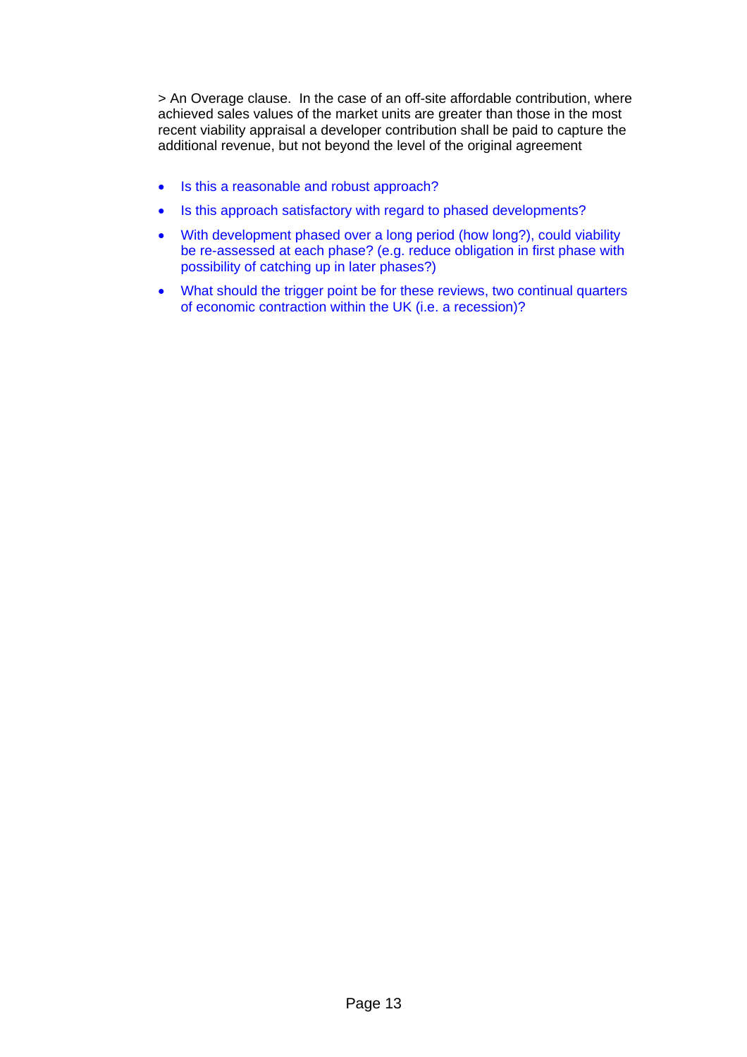> An Overage clause. In the case of an off-site affordable contribution, where achieved sales values of the market units are greater than those in the most recent viability appraisal a developer contribution shall be paid to capture the additional revenue, but not beyond the level of the original agreement

- Is this a reasonable and robust approach?
- Is this approach satisfactory with regard to phased developments?
- With development phased over a long period (how long?), could viability be re-assessed at each phase? (e.g. reduce obligation in first phase with possibility of catching up in later phases?)
- What should the trigger point be for these reviews, two continual quarters of economic contraction within the UK (i.e. a recession)?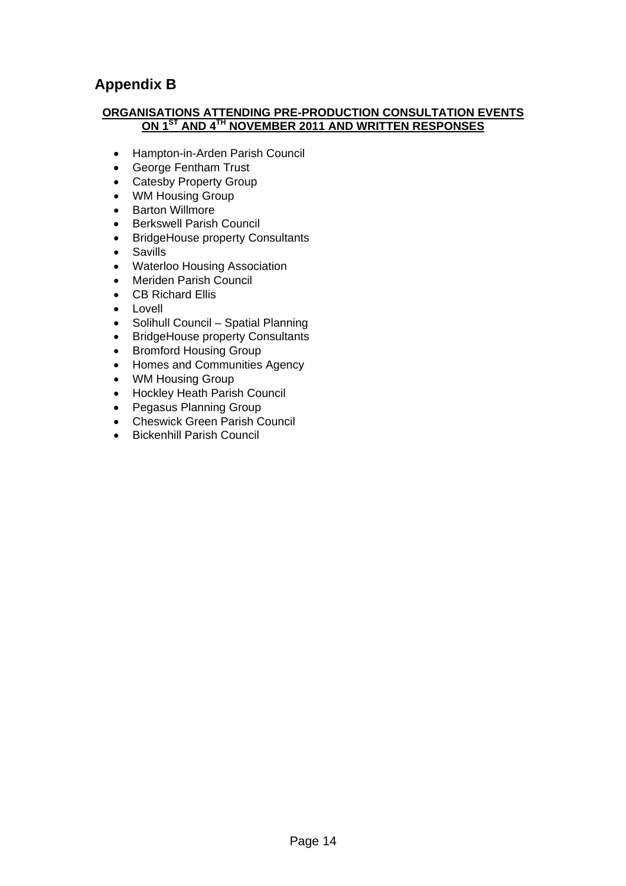# Appendix B

**ORGANISATIONS ATTENDING PRE-PRODUCTION CONSULTATION EVENTS ON 1ST AND 4TH NOVEMBER 2011 AND WRITTEN RESPONSES**

- Hampton-in-Arden Parish Council
- George Fentham Trust
- Catesby Property Group
- WM Housing Group
- Barton Willmore
- Berkswell Parish Council
- BridgeHouse property Consultants
- Savills
- Waterloo Housing Association
- Meriden Parish Council
- CB Richard Ellis
- Lovell
- Solihull Council – Spatial Planning
- BridgeHouse property Consultants
- Bromford Housing Group
- Homes and Communities Agency
- WM Housing Group
- Hockley Heath Parish Council
- Pegasus Planning Group
- Cheswick Green Parish Council
- Bickenhill Parish Council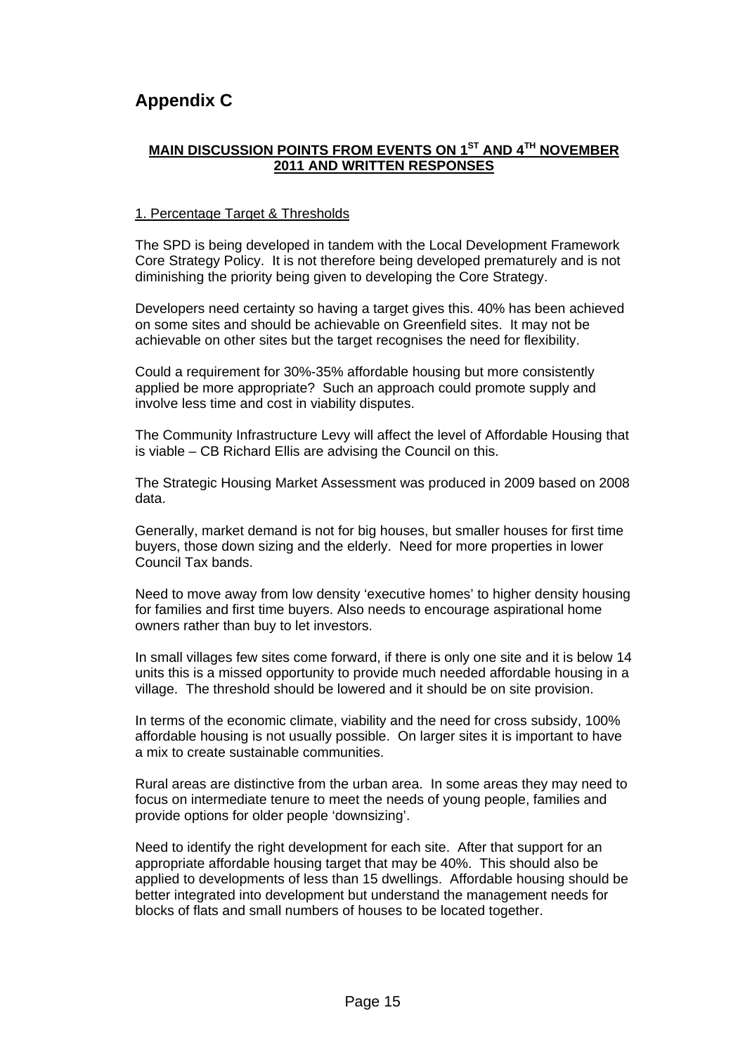# Appendix C

## MAIN DISCUSSION POINTS FROM EVENTS ON 1ST AND 4TH NOVEMBER 2011 AND WRITTEN RESPONSES

### 1. Percentage Target & Thresholds

The SPD is being developed in tandem with the Local Development Framework Core Strategy Policy. It is not therefore being developed prematurely and is not diminishing the priority being given to developing the Core Strategy.

Developers need certainty so having a target gives this. 40% has been achieved on some sites and should be achievable on Greenfield sites. It may not be achievable on other sites but the target recognises the need for flexibility.

Could a requirement for 30%-35% affordable housing but more consistently applied be more appropriate? Such an approach could promote supply and involve less time and cost in viability disputes.

The Community Infrastructure Levy will affect the level of Affordable Housing that is viable – CB Richard Ellis are advising the Council on this.

The Strategic Housing Market Assessment was produced in 2009 based on 2008 data.

Generally, market demand is not for big houses, but smaller houses for first time buyers, those down sizing and the elderly. Need for more properties in lower Council Tax bands.

Need to move away from low density 'executive homes' to higher density housing for families and first time buyers. Also needs to encourage aspirational home owners rather than buy to let investors.

In small villages few sites come forward, if there is only one site and it is below 14 units this is a missed opportunity to provide much needed affordable housing in a village. The threshold should be lowered and it should be on site provision.

In terms of the economic climate, viability and the need for cross subsidy, 100% affordable housing is not usually possible. On larger sites it is important to have a mix to create sustainable communities.

Rural areas are distinctive from the urban area. In some areas they may need to focus on intermediate tenure to meet the needs of young people, families and provide options for older people 'downsizing'.

Need to identify the right development for each site. After that support for an appropriate affordable housing target that may be 40%. This should also be applied to developments of less than 15 dwellings. Affordable housing should be better integrated into development but understand the management needs for blocks of flats and small numbers of houses to be located together.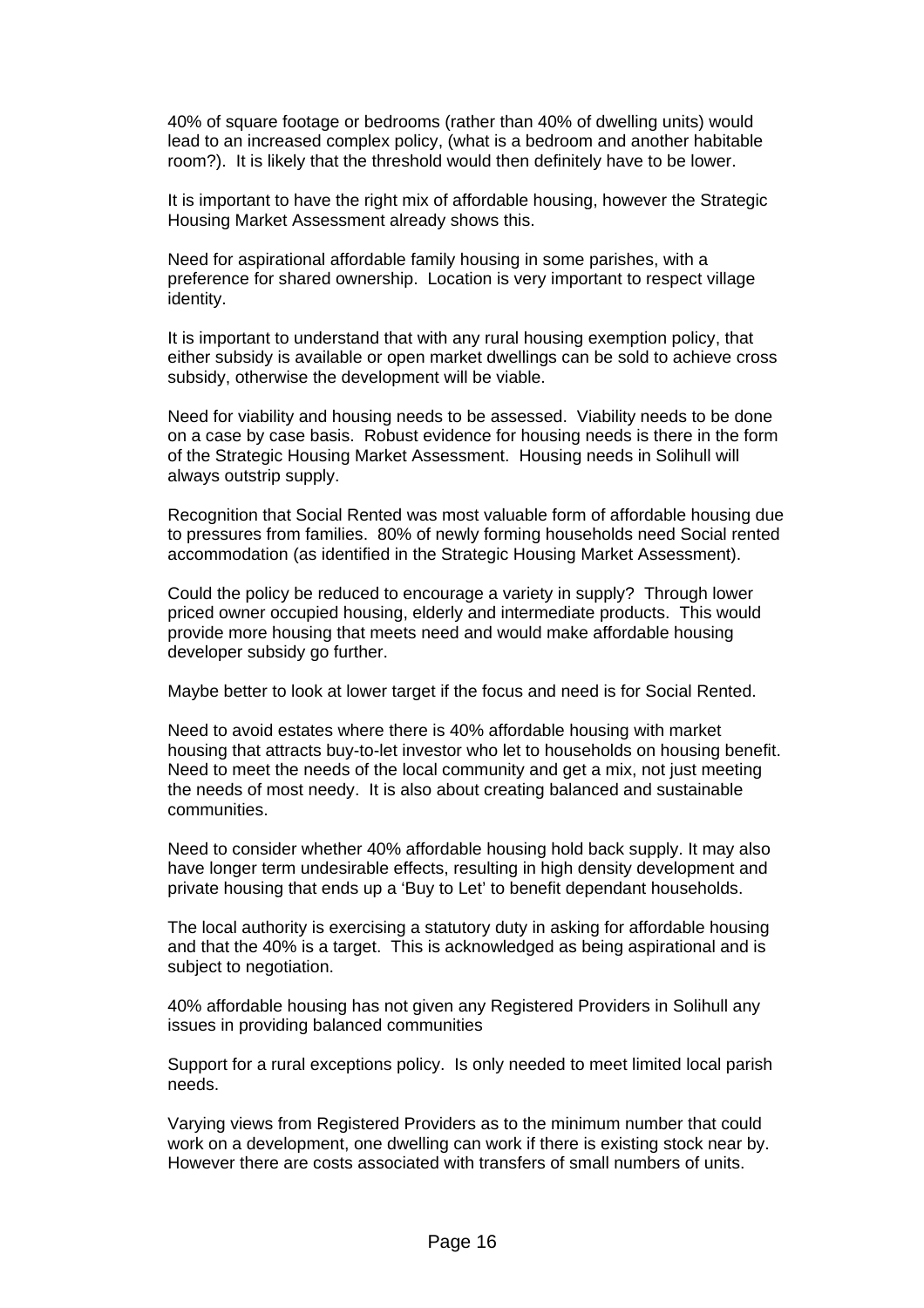40% of square footage or bedrooms (rather than 40% of dwelling units) would lead to an increased complex policy, (what is a bedroom and another habitable room?). It is likely that the threshold would then definitely have to be lower.

It is important to have the right mix of affordable housing, however the Strategic Housing Market Assessment already shows this.

Need for aspirational affordable family housing in some parishes, with a preference for shared ownership. Location is very important to respect village identity.

It is important to understand that with any rural housing exemption policy, that either subsidy is available or open market dwellings can be sold to achieve cross subsidy, otherwise the development will be viable.

Need for viability and housing needs to be assessed. Viability needs to be done on a case by case basis. Robust evidence for housing needs is there in the form of the Strategic Housing Market Assessment. Housing needs in Solihull will always outstrip supply.

Recognition that Social Rented was most valuable form of affordable housing due to pressures from families. 80% of newly forming households need Social rented accommodation (as identified in the Strategic Housing Market Assessment).

Could the policy be reduced to encourage a variety in supply? Through lower priced owner occupied housing, elderly and intermediate products. This would provide more housing that meets need and would make affordable housing developer subsidy go further.

Maybe better to look at lower target if the focus and need is for Social Rented.

Need to avoid estates where there is 40% affordable housing with market housing that attracts buy-to-let investor who let to households on housing benefit. Need to meet the needs of the local community and get a mix, not just meeting the needs of most needy. It is also about creating balanced and sustainable communities.

Need to consider whether 40% affordable housing hold back supply. It may also have longer term undesirable effects, resulting in high density development and private housing that ends up a 'Buy to Let' to benefit dependant households.

The local authority is exercising a statutory duty in asking for affordable housing and that the 40% is a target. This is acknowledged as being aspirational and is subject to negotiation.

40% affordable housing has not given any Registered Providers in Solihull any issues in providing balanced communities

Support for a rural exceptions policy. Is only needed to meet limited local parish needs.

Varying views from Registered Providers as to the minimum number that could work on a development, one dwelling can work if there is existing stock near by. However there are costs associated with transfers of small numbers of units.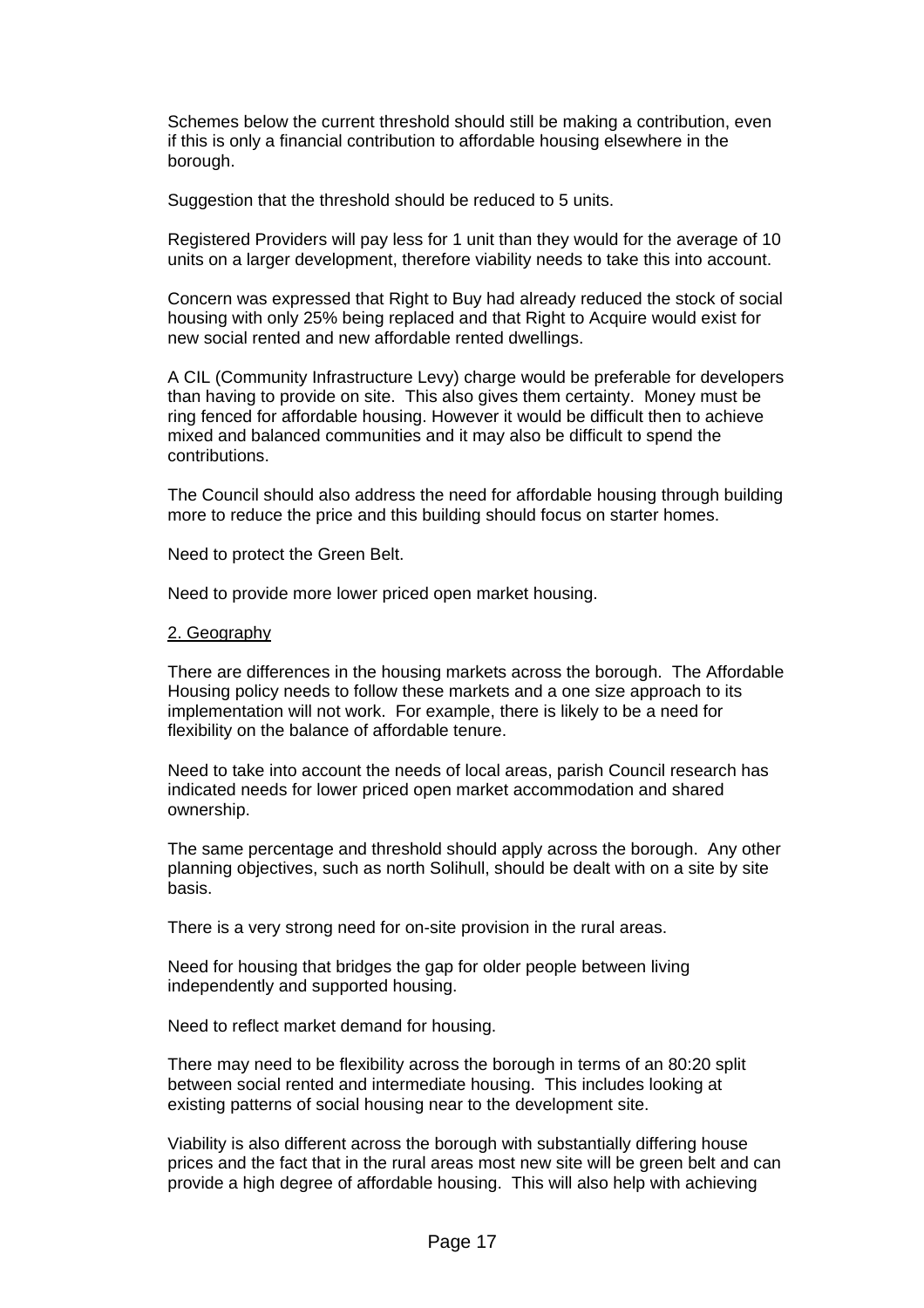Schemes below the current threshold should still be making a contribution, even if this is only a financial contribution to affordable housing elsewhere in the borough.

Suggestion that the threshold should be reduced to 5 units.

Registered Providers will pay less for 1 unit than they would for the average of 10 units on a larger development, therefore viability needs to take this into account.

Concern was expressed that Right to Buy had already reduced the stock of social housing with only 25% being replaced and that Right to Acquire would exist for new social rented and new affordable rented dwellings.

A CIL (Community Infrastructure Levy) charge would be preferable for developers than having to provide on site. This also gives them certainty. Money must be ring fenced for affordable housing. However it would be difficult then to achieve mixed and balanced communities and it may also be difficult to spend the contributions.

The Council should also address the need for affordable housing through building more to reduce the price and this building should focus on starter homes.

Need to protect the Green Belt.

Need to provide more lower priced open market housing.

<u>2. Geography</u>

There are differences in the housing markets across the borough. The Affordable Housing policy needs to follow these markets and a one size approach to its implementation will not work. For example, there is likely to be a need for flexibility on the balance of affordable tenure.

Need to take into account the needs of local areas, parish Council research has indicated needs for lower priced open market accommodation and shared ownership.

The same percentage and threshold should apply across the borough. Any other planning objectives, such as north Solihull, should be dealt with on a site by site basis.

There is a very strong need for on-site provision in the rural areas.

Need for housing that bridges the gap for older people between living independently and supported housing.

Need to reflect market demand for housing.

There may need to be flexibility across the borough in terms of an 80:20 split between social rented and intermediate housing. This includes looking at existing patterns of social housing near to the development site.

Viability is also different across the borough with substantially differing house prices and the fact that in the rural areas most new site will be green belt and can provide a high degree of affordable housing. This will also help with achieving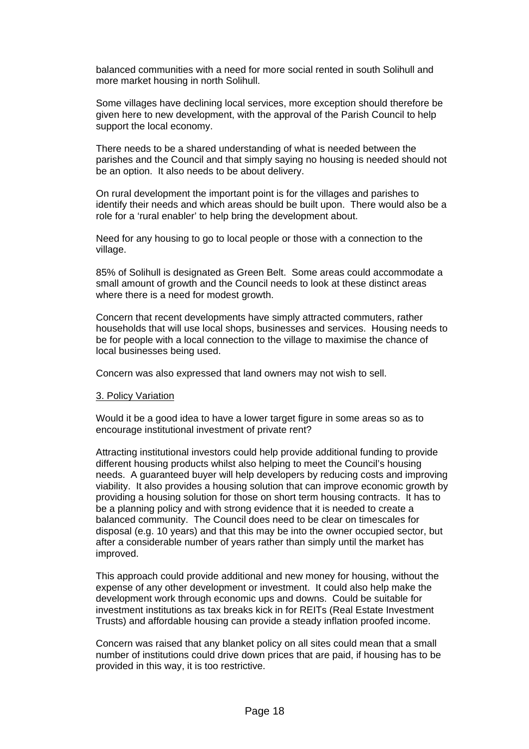balanced communities with a need for more social rented in south Solihull and more market housing in north Solihull.

Some villages have declining local services, more exception should therefore be given here to new development, with the approval of the Parish Council to help support the local economy.

There needs to be a shared understanding of what is needed between the parishes and the Council and that simply saying no housing is needed should not be an option. It also needs to be about delivery.

On rural development the important point is for the villages and parishes to identify their needs and which areas should be built upon. There would also be a role for a 'rural enabler' to help bring the development about.

Need for any housing to go to local people or those with a connection to the village.

85% of Solihull is designated as Green Belt. Some areas could accommodate a small amount of growth and the Council needs to look at these distinct areas where there is a need for modest growth.

Concern that recent developments have simply attracted commuters, rather households that will use local shops, businesses and services. Housing needs to be for people with a local connection to the village to maximise the chance of local businesses being used.

Concern was also expressed that land owners may not wish to sell.

3. Policy Variation

Would it be a good idea to have a lower target figure in some areas so as to encourage institutional investment of private rent?

Attracting institutional investors could help provide additional funding to provide different housing products whilst also helping to meet the Council's housing needs. A guaranteed buyer will help developers by reducing costs and improving viability. It also provides a housing solution that can improve economic growth by providing a housing solution for those on short term housing contracts. It has to be a planning policy and with strong evidence that it is needed to create a balanced community. The Council does need to be clear on timescales for disposal (e.g. 10 years) and that this may be into the owner occupied sector, but after a considerable number of years rather than simply until the market has improved.

This approach could provide additional and new money for housing, without the expense of any other development or investment. It could also help make the development work through economic ups and downs. Could be suitable for investment institutions as tax breaks kick in for REITs (Real Estate Investment Trusts) and affordable housing can provide a steady inflation proofed income.

Concern was raised that any blanket policy on all sites could mean that a small number of institutions could drive down prices that are paid, if housing has to be provided in this way, it is too restrictive.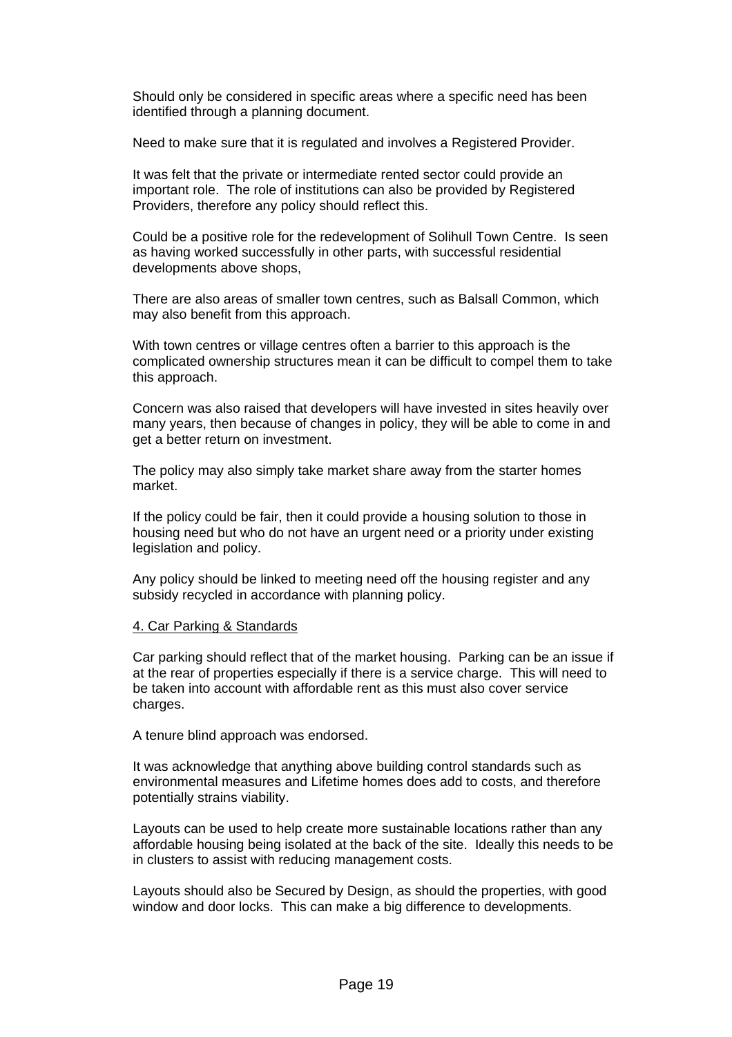Should only be considered in specific areas where a specific need has been identified through a planning document.

Need to make sure that it is regulated and involves a Registered Provider.

It was felt that the private or intermediate rented sector could provide an important role. The role of institutions can also be provided by Registered Providers, therefore any policy should reflect this.

Could be a positive role for the redevelopment of Solihull Town Centre. Is seen as having worked successfully in other parts, with successful residential developments above shops,

There are also areas of smaller town centres, such as Balsall Common, which may also benefit from this approach.

With town centres or village centres often a barrier to this approach is the complicated ownership structures mean it can be difficult to compel them to take this approach.

Concern was also raised that developers will have invested in sites heavily over many years, then because of changes in policy, they will be able to come in and get a better return on investment.

The policy may also simply take market share away from the starter homes market.

If the policy could be fair, then it could provide a housing solution to those in housing need but who do not have an urgent need or a priority under existing legislation and policy.

Any policy should be linked to meeting need off the housing register and any subsidy recycled in accordance with planning policy.

## 4. Car Parking & Standards

Car parking should reflect that of the market housing. Parking can be an issue if at the rear of properties especially if there is a service charge. This will need to be taken into account with affordable rent as this must also cover service charges.

A tenure blind approach was endorsed.

It was acknowledge that anything above building control standards such as environmental measures and Lifetime homes does add to costs, and therefore potentially strains viability.

Layouts can be used to help create more sustainable locations rather than any affordable housing being isolated at the back of the site. Ideally this needs to be in clusters to assist with reducing management costs.

Layouts should also be Secured by Design, as should the properties, with good window and door locks. This can make a big difference to developments.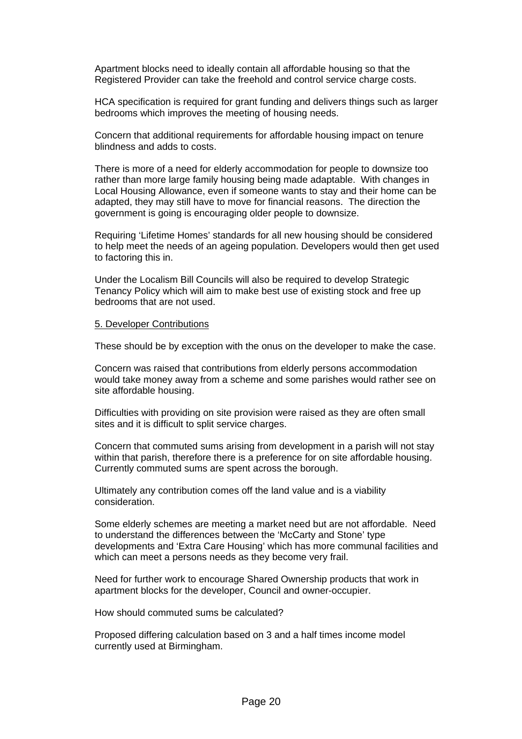Apartment blocks need to ideally contain all affordable housing so that the Registered Provider can take the freehold and control service charge costs.

HCA specification is required for grant funding and delivers things such as larger bedrooms which improves the meeting of housing needs.

Concern that additional requirements for affordable housing impact on tenure blindness and adds to costs.

There is more of a need for elderly accommodation for people to downsize too rather than more large family housing being made adaptable. With changes in Local Housing Allowance, even if someone wants to stay and their home can be adapted, they may still have to move for financial reasons. The direction the government is going is encouraging older people to downsize.

Requiring 'Lifetime Homes' standards for all new housing should be considered to help meet the needs of an ageing population. Developers would then get used to factoring this in.

Under the Localism Bill Councils will also be required to develop Strategic Tenancy Policy which will aim to make best use of existing stock and free up bedrooms that are not used.

5. Developer Contributions

These should be by exception with the onus on the developer to make the case.

Concern was raised that contributions from elderly persons accommodation would take money away from a scheme and some parishes would rather see on site affordable housing.

Difficulties with providing on site provision were raised as they are often small sites and it is difficult to split service charges.

Concern that commuted sums arising from development in a parish will not stay within that parish, therefore there is a preference for on site affordable housing. Currently commuted sums are spent across the borough.

Ultimately any contribution comes off the land value and is a viability consideration.

Some elderly schemes are meeting a market need but are not affordable. Need to understand the differences between the 'McCarty and Stone' type developments and 'Extra Care Housing' which has more communal facilities and which can meet a persons needs as they become very frail.

Need for further work to encourage Shared Ownership products that work in apartment blocks for the developer, Council and owner-occupier.

How should commuted sums be calculated?

Proposed differing calculation based on 3 and a half times income model currently used at Birmingham.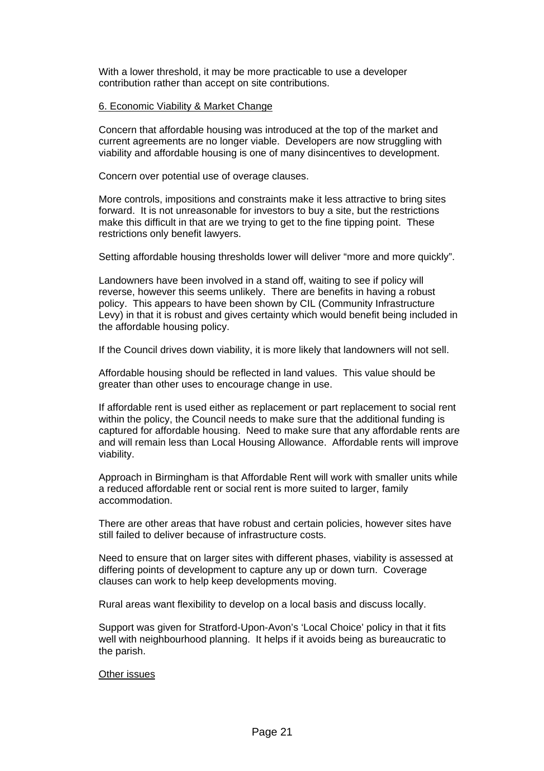With a lower threshold, it may be more practicable to use a developer contribution rather than accept on site contributions.

6. Economic Viability & Market Change

Concern that affordable housing was introduced at the top of the market and current agreements are no longer viable. Developers are now struggling with viability and affordable housing is one of many disincentives to development.

Concern over potential use of overage clauses.

More controls, impositions and constraints make it less attractive to bring sites forward. It is not unreasonable for investors to buy a site, but the restrictions make this difficult in that are we trying to get to the fine tipping point. These restrictions only benefit lawyers.

Setting affordable housing thresholds lower will deliver "more and more quickly".

Landowners have been involved in a stand off, waiting to see if policy will reverse, however this seems unlikely. There are benefits in having a robust policy. This appears to have been shown by CIL (Community Infrastructure Levy) in that it is robust and gives certainty which would benefit being included in the affordable housing policy.

If the Council drives down viability, it is more likely that landowners will not sell.

Affordable housing should be reflected in land values. This value should be greater than other uses to encourage change in use.

If affordable rent is used either as replacement or part replacement to social rent within the policy, the Council needs to make sure that the additional funding is captured for affordable housing. Need to make sure that any affordable rents are and will remain less than Local Housing Allowance. Affordable rents will improve viability.

Approach in Birmingham is that Affordable Rent will work with smaller units while a reduced affordable rent or social rent is more suited to larger, family accommodation.

There are other areas that have robust and certain policies, however sites have still failed to deliver because of infrastructure costs.

Need to ensure that on larger sites with different phases, viability is assessed at differing points of development to capture any up or down turn. Coverage clauses can work to help keep developments moving.

Rural areas want flexibility to develop on a local basis and discuss locally.

Support was given for Stratford-Upon-Avon's 'Local Choice' policy in that it fits well with neighbourhood planning. It helps if it avoids being as bureaucratic to the parish.

Other issues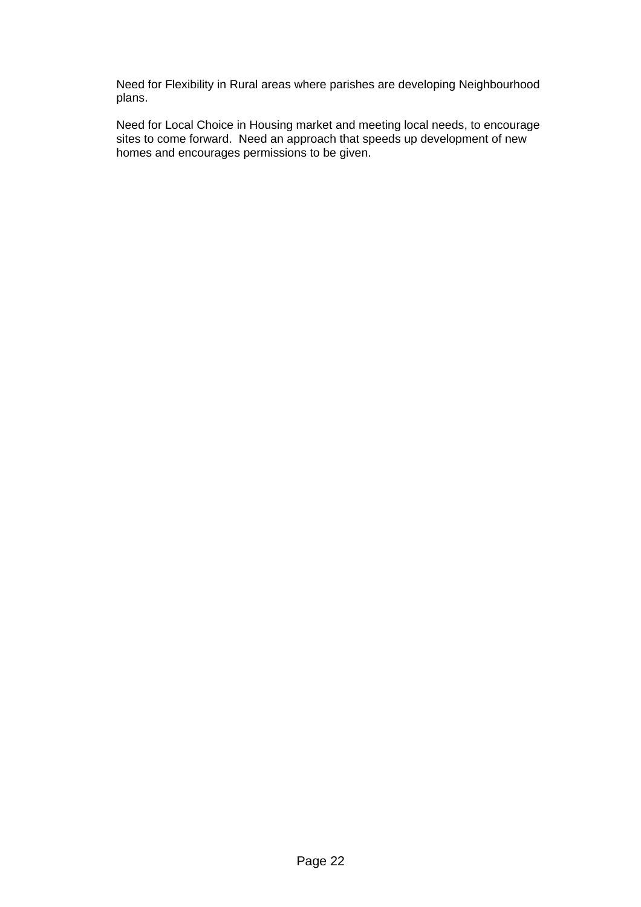Need for Flexibility in Rural areas where parishes are developing Neighbourhood plans.

Need for Local Choice in Housing market and meeting local needs, to encourage sites to come forward.  Need an approach that speeds up development of new homes and encourages permissions to be given.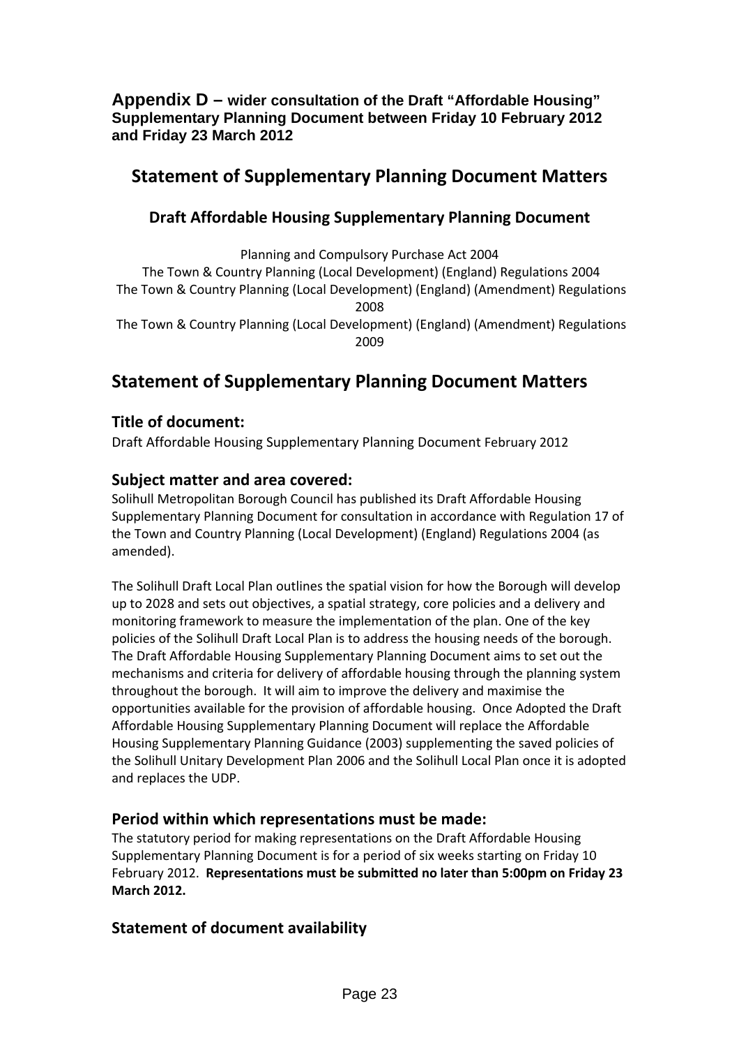**Appendix D – wider consultation of the Draft "Affordable Housing" Supplementary Planning Document between Friday 10 February 2012 and Friday 23 March 2012**

# Statement of Supplementary Planning Document Matters

## Draft Affordable Housing Supplementary Planning Document

Planning and Compulsory Purchase Act 2004
The Town & Country Planning (Local Development) (England) Regulations 2004
The Town & Country Planning (Local Development) (England) (Amendment) Regulations 2008
The Town & Country Planning (Local Development) (England) (Amendment) Regulations 2009

# Statement of Supplementary Planning Document Matters

### Title of document:

Draft Affordable Housing Supplementary Planning Document February 2012

### Subject matter and area covered:

Solihull Metropolitan Borough Council has published its Draft Affordable Housing Supplementary Planning Document for consultation in accordance with Regulation 17 of the Town and Country Planning (Local Development) (England) Regulations 2004 (as amended).

The Solihull Draft Local Plan outlines the spatial vision for how the Borough will develop up to 2028 and sets out objectives, a spatial strategy, core policies and a delivery and monitoring framework to measure the implementation of the plan. One of the key policies of the Solihull Draft Local Plan is to address the housing needs of the borough. The Draft Affordable Housing Supplementary Planning Document aims to set out the mechanisms and criteria for delivery of affordable housing through the planning system throughout the borough. It will aim to improve the delivery and maximise the opportunities available for the provision of affordable housing. Once Adopted the Draft Affordable Housing Supplementary Planning Document will replace the Affordable Housing Supplementary Planning Guidance (2003) supplementing the saved policies of the Solihull Unitary Development Plan 2006 and the Solihull Local Plan once it is adopted and replaces the UDP.

### Period within which representations must be made:

The statutory period for making representations on the Draft Affordable Housing Supplementary Planning Document is for a period of six weeks starting on Friday 10 February 2012. **Representations must be submitted no later than 5:00pm on Friday 23 March 2012.**

### Statement of document availability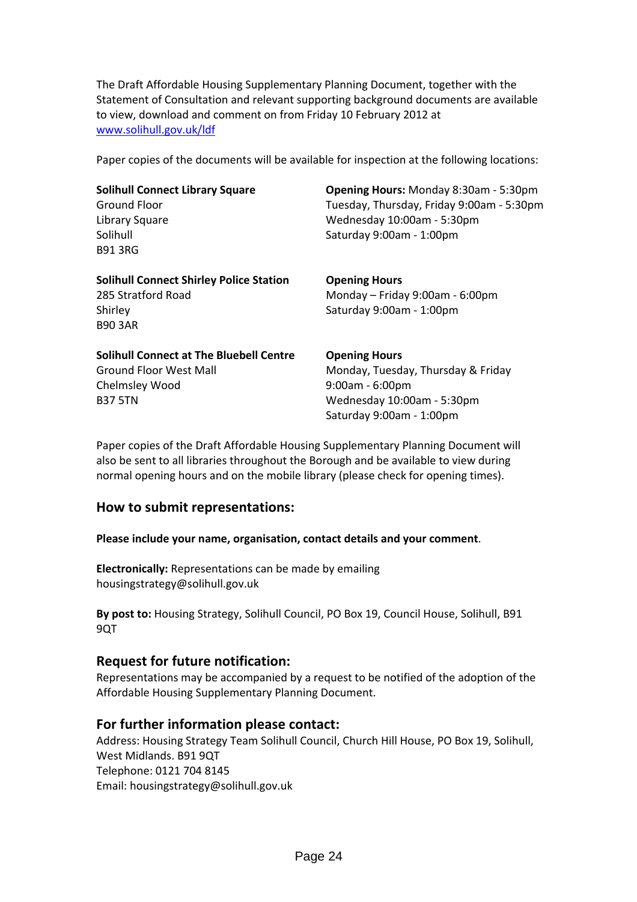The Draft Affordable Housing Supplementary Planning Document, together with the Statement of Consultation and relevant supporting background documents are available to view, download and comment on from Friday 10 February 2012 at [www.solihull.gov.uk/ldf](http://www.solihull.gov.uk/ldf)

Paper copies of the documents will be available for inspection at the following locations:

**Solihull Connect Library Square**
Ground Floor
Library Square
Solihull
B91 3RG

**Opening Hours:** Monday 8:30am - 5:30pm
Tuesday, Thursday, Friday 9:00am - 5:30pm
Wednesday 10:00am - 5:30pm
Saturday 9:00am - 1:00pm

**Solihull Connect Shirley Police Station**
285 Stratford Road
Shirley
B90 3AR

**Opening Hours**
Monday – Friday 9:00am - 6:00pm
Saturday 9:00am - 1:00pm

**Solihull Connect at The Bluebell Centre**
Ground Floor West Mall
Chelmsley Wood
B37 5TN

**Opening Hours**
Monday, Tuesday, Thursday & Friday
9:00am - 6:00pm
Wednesday 10:00am - 5:30pm
Saturday 9:00am - 1:00pm

Paper copies of the Draft Affordable Housing Supplementary Planning Document will also be sent to all libraries throughout the Borough and be available to view during normal opening hours and on the mobile library (please check for opening times).

## How to submit representations:

**Please include your name, organisation, contact details and your comment**.

**Electronically:** Representations can be made by emailing housingstrategy@solihull.gov.uk

**By post to:** Housing Strategy, Solihull Council, PO Box 19, Council House, Solihull, B91 9QT

## Request for future notification:

Representations may be accompanied by a request to be notified of the adoption of the Affordable Housing Supplementary Planning Document.

## For further information please contact:

Address: Housing Strategy Team Solihull Council, Church Hill House, PO Box 19, Solihull, West Midlands. B91 9QT
Telephone: 0121 704 8145
Email: housingstrategy@solihull.gov.uk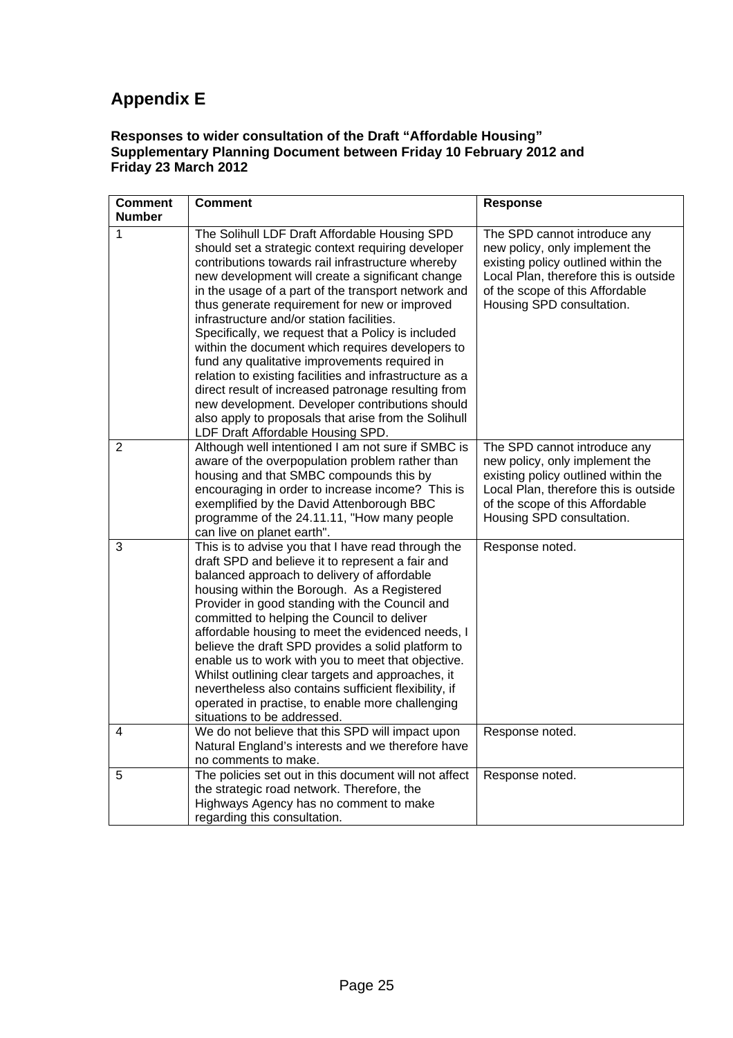# Appendix E

**Responses to wider consultation of the Draft "Affordable Housing" Supplementary Planning Document between Friday 10 February 2012 and Friday 23 March 2012**

| Comment Number | Comment | Response |
|---|---|---|
| 1 | The Solihull LDF Draft Affordable Housing SPD should set a strategic context requiring developer contributions towards rail infrastructure whereby new development will create a significant change in the usage of a part of the transport network and thus generate requirement for new or improved infrastructure and/or station facilities. Specifically, we request that a Policy is included within the document which requires developers to fund any qualitative improvements required in relation to existing facilities and infrastructure as a direct result of increased patronage resulting from new development. Developer contributions should also apply to proposals that arise from the Solihull LDF Draft Affordable Housing SPD. | The SPD cannot introduce any new policy, only implement the existing policy outlined within the Local Plan, therefore this is outside of the scope of this Affordable Housing SPD consultation. |
| 2 | Although well intentioned I am not sure if SMBC is aware of the overpopulation problem rather than housing and that SMBC compounds this by encouraging in order to increase income? This is exemplified by the David Attenborough BBC programme of the 24.11.11, "How many people can live on planet earth". | The SPD cannot introduce any new policy, only implement the existing policy outlined within the Local Plan, therefore this is outside of the scope of this Affordable Housing SPD consultation. |
| 3 | This is to advise you that I have read through the draft SPD and believe it to represent a fair and balanced approach to delivery of affordable housing within the Borough. As a Registered Provider in good standing with the Council and committed to helping the Council to deliver affordable housing to meet the evidenced needs, I believe the draft SPD provides a solid platform to enable us to work with you to meet that objective. Whilst outlining clear targets and approaches, it nevertheless also contains sufficient flexibility, if operated in practise, to enable more challenging situations to be addressed. | Response noted. |
| 4 | We do not believe that this SPD will impact upon Natural England's interests and we therefore have no comments to make. | Response noted. |
| 5 | The policies set out in this document will not affect the strategic road network. Therefore, the Highways Agency has no comment to make regarding this consultation. | Response noted. |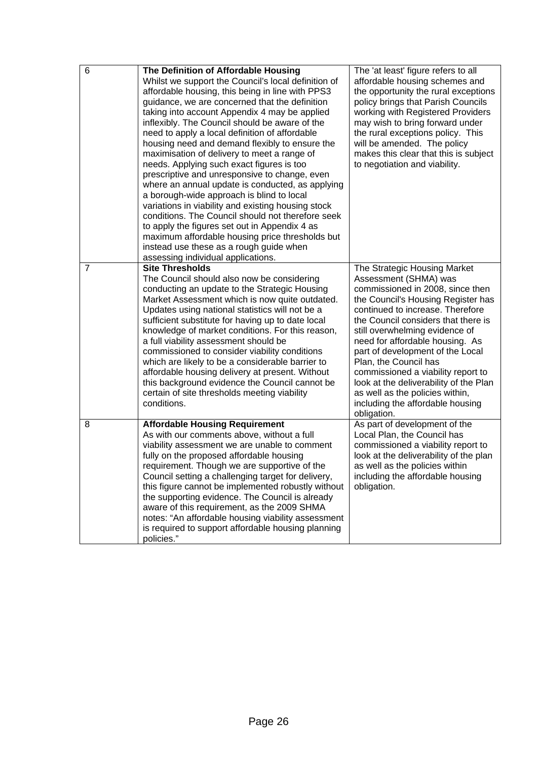| 6 | **The Definition of Affordable Housing**<br>Whilst we support the Council's local definition of affordable housing, this being in line with PPS3 guidance, we are concerned that the definition taking into account Appendix 4 may be applied inflexibly. The Council should be aware of the need to apply a local definition of affordable housing need and demand flexibly to ensure the maximisation of delivery to meet a range of needs. Applying such exact figures is too prescriptive and unresponsive to change, even where an annual update is conducted, as applying a borough-wide approach is blind to local variations in viability and existing housing stock conditions. The Council should not therefore seek to apply the figures set out in Appendix 4 as maximum affordable housing price thresholds but instead use these as a rough guide when assessing individual applications. | The 'at least' figure refers to all affordable housing schemes and the opportunity the rural exceptions policy brings that Parish Councils working with Registered Providers may wish to bring forward under the rural exceptions policy. This will be amended. The policy makes this clear that this is subject to negotiation and viability. |
|---|---|---|
| 7 | **Site Thresholds**<br>The Council should also now be considering conducting an update to the Strategic Housing Market Assessment which is now quite outdated. Updates using national statistics will not be a sufficient substitute for having up to date local knowledge of market conditions. For this reason, a full viability assessment should be commissioned to consider viability conditions which are likely to be a considerable barrier to affordable housing delivery at present. Without this background evidence the Council cannot be certain of site thresholds meeting viability conditions. | The Strategic Housing Market Assessment (SHMA) was commissioned in 2008, since then the Council's Housing Register has continued to increase. Therefore the Council considers that there is still overwhelming evidence of need for affordable housing. As part of development of the Local Plan, the Council has commissioned a viability report to look at the deliverability of the Plan as well as the policies within, including the affordable housing obligation. |
| 8 | **Affordable Housing Requirement**<br>As with our comments above, without a full viability assessment we are unable to comment fully on the proposed affordable housing requirement. Though we are supportive of the Council setting a challenging target for delivery, this figure cannot be implemented robustly without the supporting evidence. The Council is already aware of this requirement, as the 2009 SHMA notes: "An affordable housing viability assessment is required to support affordable housing planning policies." | As part of development of the Local Plan, the Council has commissioned a viability report to look at the deliverability of the plan as well as the policies within including the affordable housing obligation. |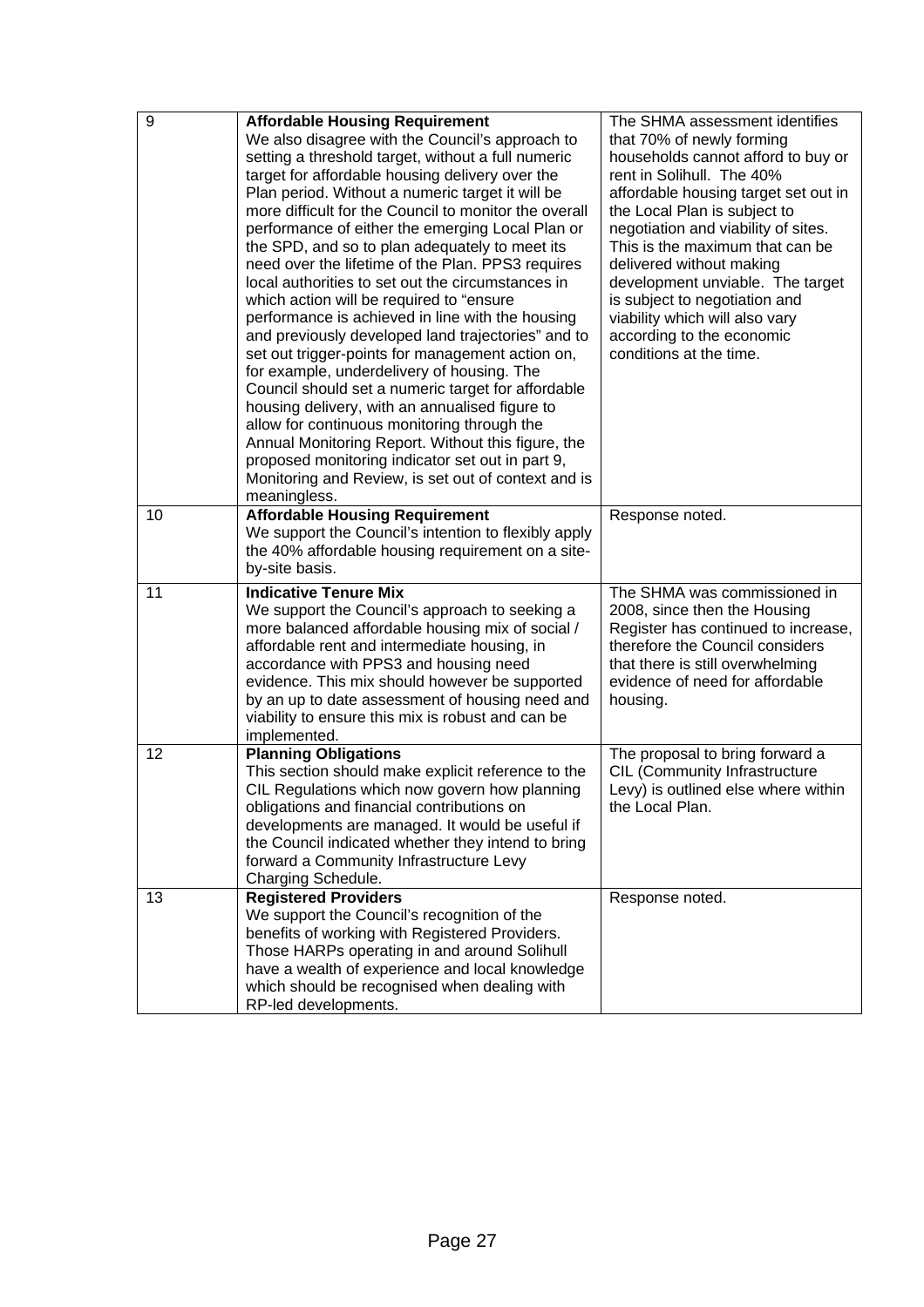| 9 | **Affordable Housing Requirement**<br>We also disagree with the Council's approach to setting a threshold target, without a full numeric target for affordable housing delivery over the Plan period. Without a numeric target it will be more difficult for the Council to monitor the overall performance of either the emerging Local Plan or the SPD, and so to plan adequately to meet its need over the lifetime of the Plan. PPS3 requires local authorities to set out the circumstances in which action will be required to "ensure performance is achieved in line with the housing and previously developed land trajectories" and to set out trigger-points for management action on, for example, underdelivery of housing. The Council should set a numeric target for affordable housing delivery, with an annualised figure to allow for continuous monitoring through the Annual Monitoring Report. Without this figure, the proposed monitoring indicator set out in part 9, Monitoring and Review, is set out of context and is meaningless. | The SHMA assessment identifies that 70% of newly forming households cannot afford to buy or rent in Solihull. The 40% affordable housing target set out in the Local Plan is subject to negotiation and viability of sites. This is the maximum that can be delivered without making development unviable. The target is subject to negotiation and viability which will also vary according to the economic conditions at the time. |
|---|---|---|
| 10 | **Affordable Housing Requirement**<br>We support the Council's intention to flexibly apply the 40% affordable housing requirement on a site-by-site basis. | Response noted. |
| 11 | **Indicative Tenure Mix**<br>We support the Council's approach to seeking a more balanced affordable housing mix of social / affordable rent and intermediate housing, in accordance with PPS3 and housing need evidence. This mix should however be supported by an up to date assessment of housing need and viability to ensure this mix is robust and can be implemented. | The SHMA was commissioned in 2008, since then the Housing Register has continued to increase, therefore the Council considers that there is still overwhelming evidence of need for affordable housing. |
| 12 | **Planning Obligations**<br>This section should make explicit reference to the CIL Regulations which now govern how planning obligations and financial contributions on developments are managed. It would be useful if the Council indicated whether they intend to bring forward a Community Infrastructure Levy Charging Schedule. | The proposal to bring forward a CIL (Community Infrastructure Levy) is outlined else where within the Local Plan. |
| 13 | **Registered Providers**<br>We support the Council's recognition of the benefits of working with Registered Providers. Those HARPs operating in and around Solihull have a wealth of experience and local knowledge which should be recognised when dealing with RP-led developments. | Response noted. |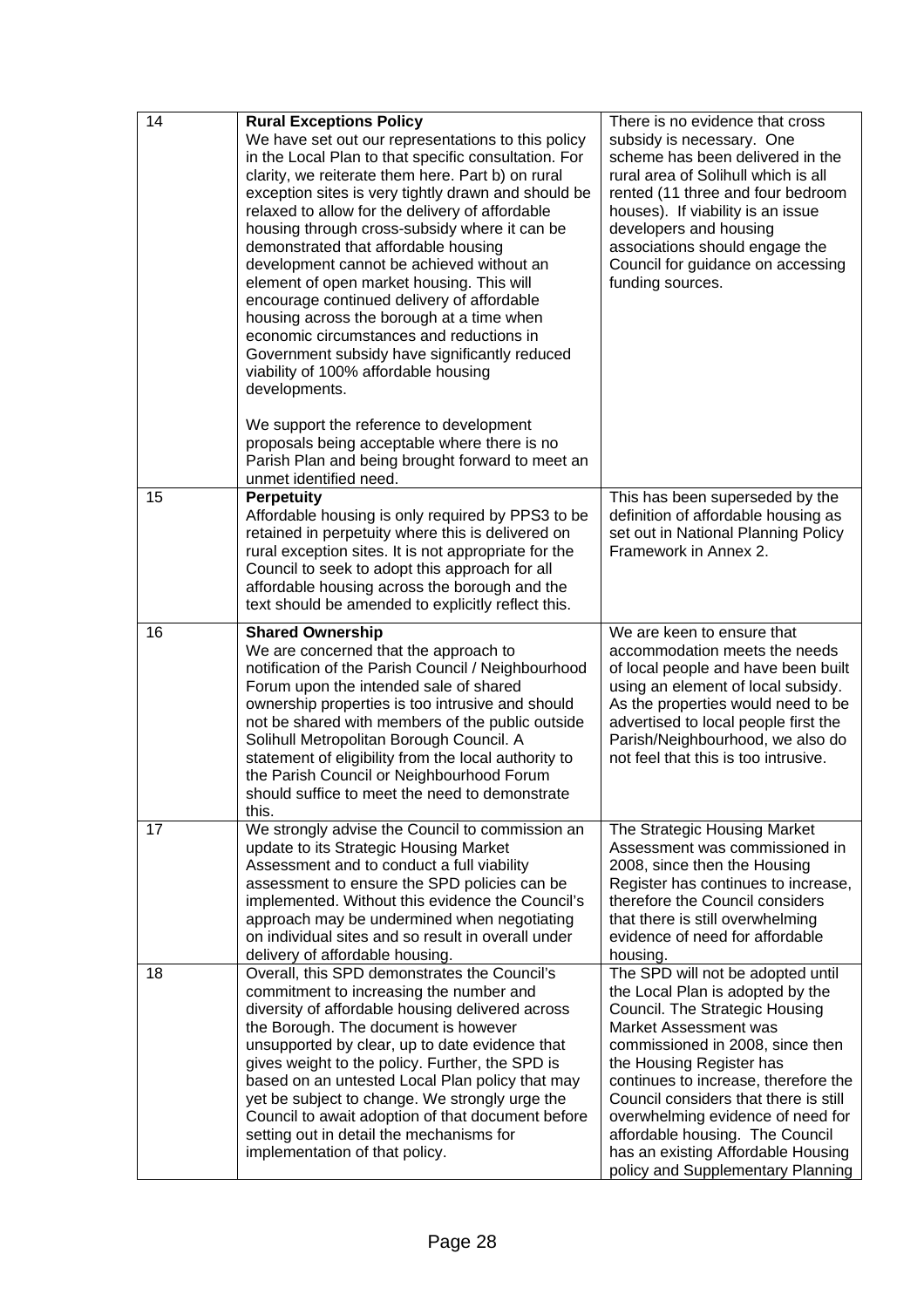| | | |
|---|---|---|
| 14 | **Rural Exceptions Policy**<br>We have set out our representations to this policy in the Local Plan to that specific consultation. For clarity, we reiterate them here. Part b) on rural exception sites is very tightly drawn and should be relaxed to allow for the delivery of affordable housing through cross-subsidy where it can be demonstrated that affordable housing development cannot be achieved without an element of open market housing. This will encourage continued delivery of affordable housing across the borough at a time when economic circumstances and reductions in Government subsidy have significantly reduced viability of 100% affordable housing developments.<br><br>We support the reference to development proposals being acceptable where there is no Parish Plan and being brought forward to meet an unmet identified need. | There is no evidence that cross subsidy is necessary. One scheme has been delivered in the rural area of Solihull which is all rented (11 three and four bedroom houses). If viability is an issue developers and housing associations should engage the Council for guidance on accessing funding sources. |
| 15 | **Perpetuity**<br>Affordable housing is only required by PPS3 to be retained in perpetuity where this is delivered on rural exception sites. It is not appropriate for the Council to seek to adopt this approach for all affordable housing across the borough and the text should be amended to explicitly reflect this. | This has been superseded by the definition of affordable housing as set out in National Planning Policy Framework in Annex 2. |
| 16 | **Shared Ownership**<br>We are concerned that the approach to notification of the Parish Council / Neighbourhood Forum upon the intended sale of shared ownership properties is too intrusive and should not be shared with members of the public outside Solihull Metropolitan Borough Council. A statement of eligibility from the local authority to the Parish Council or Neighbourhood Forum should suffice to meet the need to demonstrate this. | We are keen to ensure that accommodation meets the needs of local people and have been built using an element of local subsidy. As the properties would need to be advertised to local people first the Parish/Neighbourhood, we also do not feel that this is too intrusive. |
| 17 | We strongly advise the Council to commission an update to its Strategic Housing Market Assessment and to conduct a full viability assessment to ensure the SPD policies can be implemented. Without this evidence the Council's approach may be undermined when negotiating on individual sites and so result in overall under delivery of affordable housing. | The Strategic Housing Market Assessment was commissioned in 2008, since then the Housing Register has continues to increase, therefore the Council considers that there is still overwhelming evidence of need for affordable housing. |
| 18 | Overall, this SPD demonstrates the Council's commitment to increasing the number and diversity of affordable housing delivered across the Borough. The document is however unsupported by clear, up to date evidence that gives weight to the policy. Further, the SPD is based on an untested Local Plan policy that may yet be subject to change. We strongly urge the Council to await adoption of that document before setting out in detail the mechanisms for implementation of that policy. | The SPD will not be adopted until the Local Plan is adopted by the Council. The Strategic Housing Market Assessment was commissioned in 2008, since then the Housing Register has continues to increase, therefore the Council considers that there is still overwhelming evidence of need for affordable housing. The Council has an existing Affordable Housing policy and Supplementary Planning |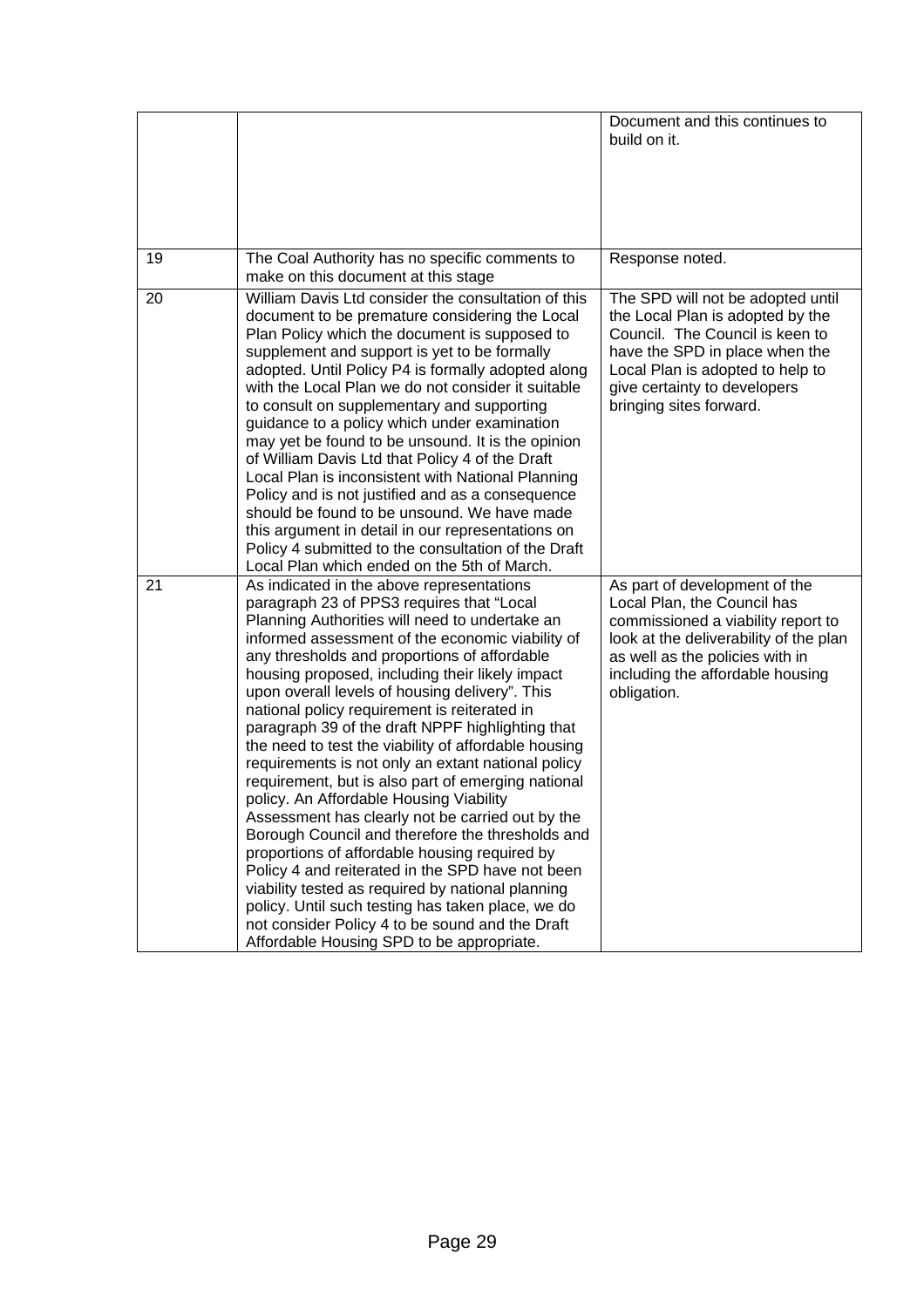| | | |
|---|---|---|
| | | Document and this continues to build on it. |
| 19 | The Coal Authority has no specific comments to make on this document at this stage | Response noted. |
| 20 | William Davis Ltd consider the consultation of this document to be premature considering the Local Plan Policy which the document is supposed to supplement and support is yet to be formally adopted. Until Policy P4 is formally adopted along with the Local Plan we do not consider it suitable to consult on supplementary and supporting guidance to a policy which under examination may yet be found to be unsound. It is the opinion of William Davis Ltd that Policy 4 of the Draft Local Plan is inconsistent with National Planning Policy and is not justified and as a consequence should be found to be unsound. We have made this argument in detail in our representations on Policy 4 submitted to the consultation of the Draft Local Plan which ended on the 5th of March. | The SPD will not be adopted until the Local Plan is adopted by the Council. The Council is keen to have the SPD in place when the Local Plan is adopted to help to give certainty to developers bringing sites forward. |
| 21 | As indicated in the above representations paragraph 23 of PPS3 requires that "Local Planning Authorities will need to undertake an informed assessment of the economic viability of any thresholds and proportions of affordable housing proposed, including their likely impact upon overall levels of housing delivery". This national policy requirement is reiterated in paragraph 39 of the draft NPPF highlighting that the need to test the viability of affordable housing requirements is not only an extant national policy requirement, but is also part of emerging national policy. An Affordable Housing Viability Assessment has clearly not be carried out by the Borough Council and therefore the thresholds and proportions of affordable housing required by Policy 4 and reiterated in the SPD have not been viability tested as required by national planning policy. Until such testing has taken place, we do not consider Policy 4 to be sound and the Draft Affordable Housing SPD to be appropriate. | As part of development of the Local Plan, the Council has commissioned a viability report to look at the deliverability of the plan as well as the policies with in including the affordable housing obligation. |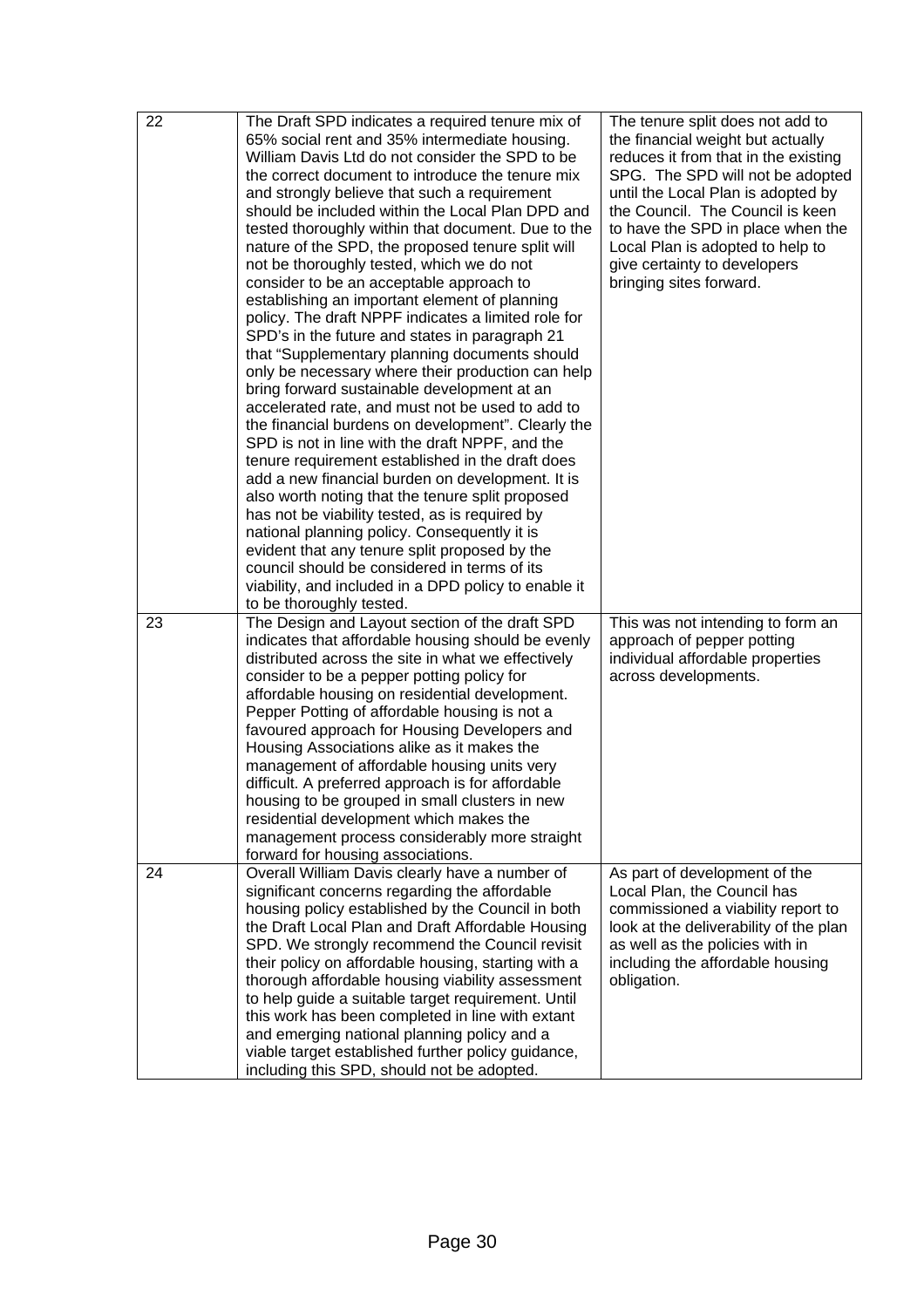| | | |
|---|---|---|
| 22 | The Draft SPD indicates a required tenure mix of 65% social rent and 35% intermediate housing. William Davis Ltd do not consider the SPD to be the correct document to introduce the tenure mix and strongly believe that such a requirement should be included within the Local Plan DPD and tested thoroughly within that document. Due to the nature of the SPD, the proposed tenure split will not be thoroughly tested, which we do not consider to be an acceptable approach to establishing an important element of planning policy. The draft NPPF indicates a limited role for SPD's in the future and states in paragraph 21 that "Supplementary planning documents should only be necessary where their production can help bring forward sustainable development at an accelerated rate, and must not be used to add to the financial burdens on development". Clearly the SPD is not in line with the draft NPPF, and the tenure requirement established in the draft does add a new financial burden on development. It is also worth noting that the tenure split proposed has not be viability tested, as is required by national planning policy. Consequently it is evident that any tenure split proposed by the council should be considered in terms of its viability, and included in a DPD policy to enable it to be thoroughly tested. | The tenure split does not add to the financial weight but actually reduces it from that in the existing SPG. The SPD will not be adopted until the Local Plan is adopted by the Council. The Council is keen to have the SPD in place when the Local Plan is adopted to help to give certainty to developers bringing sites forward. |
| 23 | The Design and Layout section of the draft SPD indicates that affordable housing should be evenly distributed across the site in what we effectively consider to be a pepper potting policy for affordable housing on residential development. Pepper Potting of affordable housing is not a favoured approach for Housing Developers and Housing Associations alike as it makes the management of affordable housing units very difficult. A preferred approach is for affordable housing to be grouped in small clusters in new residential development which makes the management process considerably more straight forward for housing associations. | This was not intending to form an approach of pepper potting individual affordable properties across developments. |
| 24 | Overall William Davis clearly have a number of significant concerns regarding the affordable housing policy established by the Council in both the Draft Local Plan and Draft Affordable Housing SPD. We strongly recommend the Council revisit their policy on affordable housing, starting with a thorough affordable housing viability assessment to help guide a suitable target requirement. Until this work has been completed in line with extant and emerging national planning policy and a viable target established further policy guidance, including this SPD, should not be adopted. | As part of development of the Local Plan, the Council has commissioned a viability report to look at the deliverability of the plan as well as the policies with in including the affordable housing obligation. |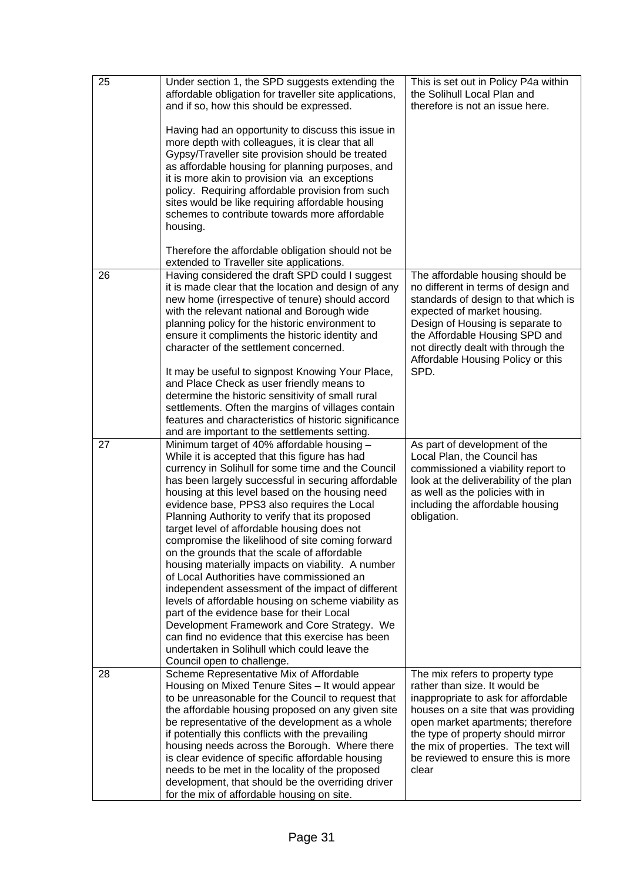| | | |
|---|---|---|
| 25 | Under section 1, the SPD suggests extending the affordable obligation for traveller site applications, and if so, how this should be expressed.<br><br>Having had an opportunity to discuss this issue in more depth with colleagues, it is clear that all Gypsy/Traveller site provision should be treated as affordable housing for planning purposes, and it is more akin to provision via an exceptions policy. Requiring affordable provision from such sites would be like requiring affordable housing schemes to contribute towards more affordable housing.<br><br>Therefore the affordable obligation should not be extended to Traveller site applications. | This is set out in Policy P4a within the Solihull Local Plan and therefore is not an issue here. |
| 26 | Having considered the draft SPD could I suggest it is made clear that the location and design of any new home (irrespective of tenure) should accord with the relevant national and Borough wide planning policy for the historic environment to ensure it compliments the historic identity and character of the settlement concerned.<br><br>It may be useful to signpost Knowing Your Place, and Place Check as user friendly means to determine the historic sensitivity of small rural settlements. Often the margins of villages contain features and characteristics of historic significance and are important to the settlements setting. | The affordable housing should be no different in terms of design and standards of design to that which is expected of market housing. Design of Housing is separate to the Affordable Housing SPD and not directly dealt with through the Affordable Housing Policy or this SPD. |
| 27 | Minimum target of 40% affordable housing – While it is accepted that this figure has had currency in Solihull for some time and the Council has been largely successful in securing affordable housing at this level based on the housing need evidence base, PPS3 also requires the Local Planning Authority to verify that its proposed target level of affordable housing does not compromise the likelihood of site coming forward on the grounds that the scale of affordable housing materially impacts on viability. A number of Local Authorities have commissioned an independent assessment of the impact of different levels of affordable housing on scheme viability as part of the evidence base for their Local Development Framework and Core Strategy. We can find no evidence that this exercise has been undertaken in Solihull which could leave the Council open to challenge. | As part of development of the Local Plan, the Council has commissioned a viability report to look at the deliverability of the plan as well as the policies with in including the affordable housing obligation. |
| 28 | Scheme Representative Mix of Affordable Housing on Mixed Tenure Sites – It would appear to be unreasonable for the Council to request that the affordable housing proposed on any given site be representative of the development as a whole if potentially this conflicts with the prevailing housing needs across the Borough. Where there is clear evidence of specific affordable housing needs to be met in the locality of the proposed development, that should be the overriding driver for the mix of affordable housing on site. | The mix refers to property type rather than size. It would be inappropriate to ask for affordable houses on a site that was providing open market apartments; therefore the type of property should mirror the mix of properties. The text will be reviewed to ensure this is more clear |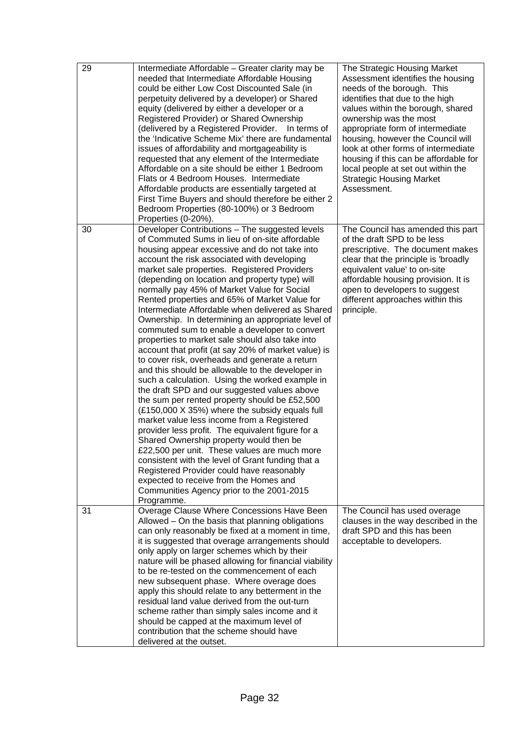| | | |
|---|---|---|
| 29 | Intermediate Affordable – Greater clarity may be needed that Intermediate Affordable Housing could be either Low Cost Discounted Sale (in perpetuity delivered by a developer) or Shared equity (delivered by either a developer or a Registered Provider) or Shared Ownership (delivered by a Registered Provider. In terms of the 'Indicative Scheme Mix' there are fundamental issues of affordability and mortgageability is requested that any element of the Intermediate Affordable on a site should be either 1 Bedroom Flats or 4 Bedroom Houses. Intermediate Affordable products are essentially targeted at First Time Buyers and should therefore be either 2 Bedroom Properties (80-100%) or 3 Bedroom Properties (0-20%). | The Strategic Housing Market Assessment identifies the housing needs of the borough. This identifies that due to the high values within the borough, shared ownership was the most appropriate form of intermediate housing, however the Council will look at other forms of intermediate housing if this can be affordable for local people at set out within the Strategic Housing Market Assessment. |
| 30 | Developer Contributions – The suggested levels of Commuted Sums in lieu of on-site affordable housing appear excessive and do not take into account the risk associated with developing market sale properties. Registered Providers (depending on location and property type) will normally pay 45% of Market Value for Social Rented properties and 65% of Market Value for Intermediate Affordable when delivered as Shared Ownership. In determining an appropriate level of commuted sum to enable a developer to convert properties to market sale should also take into account that profit (at say 20% of market value) is to cover risk, overheads and generate a return and this should be allowable to the developer in such a calculation. Using the worked example in the draft SPD and our suggested values above the sum per rented property should be £52,500 (£150,000 X 35%) where the subsidy equals full market value less income from a Registered provider less profit. The equivalent figure for a Shared Ownership property would then be £22,500 per unit. These values are much more consistent with the level of Grant funding that a Registered Provider could have reasonably expected to receive from the Homes and Communities Agency prior to the 2001-2015 Programme. | The Council has amended this part of the draft SPD to be less prescriptive. The document makes clear that the principle is 'broadly equivalent value' to on-site affordable housing provision. It is open to developers to suggest different approaches within this principle. |
| 31 | Overage Clause Where Concessions Have Been Allowed – On the basis that planning obligations can only reasonably be fixed at a moment in time, it is suggested that overage arrangements should only apply on larger schemes which by their nature will be phased allowing for financial viability to be re-tested on the commencement of each new subsequent phase. Where overage does apply this should relate to any betterment in the residual land value derived from the out-turn scheme rather than simply sales income and it should be capped at the maximum level of contribution that the scheme should have delivered at the outset. | The Council has used overage clauses in the way described in the draft SPD and this has been acceptable to developers. |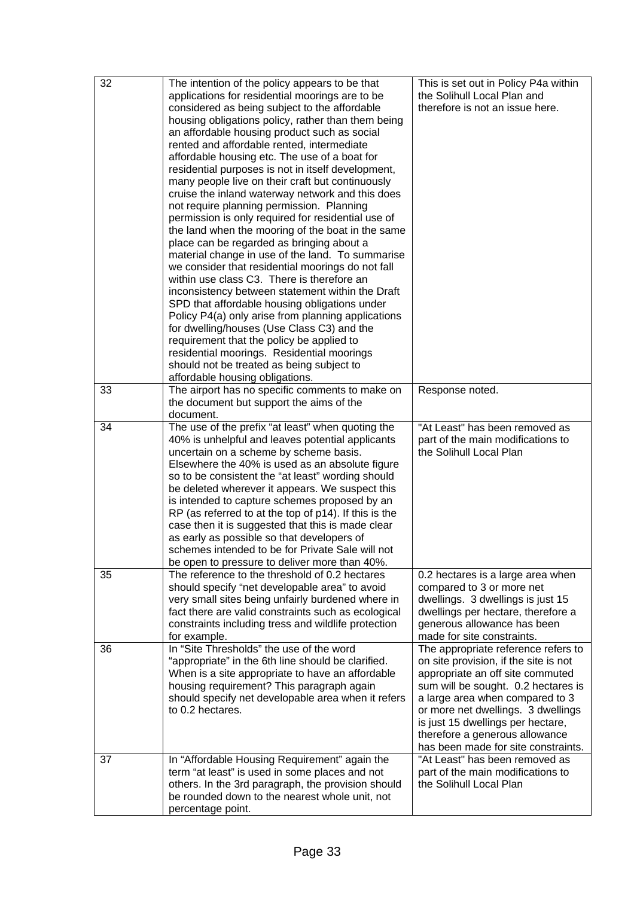| | | |
|---|---|---|
| 32 | The intention of the policy appears to be that applications for residential moorings are to be considered as being subject to the affordable housing obligations policy, rather than them being an affordable housing product such as social rented and affordable rented, intermediate affordable housing etc. The use of a boat for residential purposes is not in itself development, many people live on their craft but continuously cruise the inland waterway network and this does not require planning permission. Planning permission is only required for residential use of the land when the mooring of the boat in the same place can be regarded as bringing about a material change in use of the land. To summarise we consider that residential moorings do not fall within use class C3. There is therefore an inconsistency between statement within the Draft SPD that affordable housing obligations under Policy P4(a) only arise from planning applications for dwelling/houses (Use Class C3) and the requirement that the policy be applied to residential moorings. Residential moorings should not be treated as being subject to affordable housing obligations. | This is set out in Policy P4a within the Solihull Local Plan and therefore is not an issue here. |
| 33 | The airport has no specific comments to make on the document but support the aims of the document. | Response noted. |
| 34 | The use of the prefix "at least" when quoting the 40% is unhelpful and leaves potential applicants uncertain on a scheme by scheme basis. Elsewhere the 40% is used as an absolute figure so to be consistent the "at least" wording should be deleted wherever it appears. We suspect this is intended to capture schemes proposed by an RP (as referred to at the top of p14). If this is the case then it is suggested that this is made clear as early as possible so that developers of schemes intended to be for Private Sale will not be open to pressure to deliver more than 40%. | "At Least" has been removed as part of the main modifications to the Solihull Local Plan |
| 35 | The reference to the threshold of 0.2 hectares should specify "net developable area" to avoid very small sites being unfairly burdened where in fact there are valid constraints such as ecological constraints including tress and wildlife protection for example. | 0.2 hectares is a large area when compared to 3 or more net dwellings. 3 dwellings is just 15 dwellings per hectare, therefore a generous allowance has been made for site constraints. |
| 36 | In "Site Thresholds" the use of the word "appropriate" in the 6th line should be clarified. When is a site appropriate to have an affordable housing requirement? This paragraph again should specify net developable area when it refers to 0.2 hectares. | The appropriate reference refers to on site provision, if the site is not appropriate an off site commuted sum will be sought. 0.2 hectares is a large area when compared to 3 or more net dwellings. 3 dwellings is just 15 dwellings per hectare, therefore a generous allowance has been made for site constraints. |
| 37 | In "Affordable Housing Requirement" again the term "at least" is used in some places and not others. In the 3rd paragraph, the provision should be rounded down to the nearest whole unit, not percentage point. | "At Least" has been removed as part of the main modifications to the Solihull Local Plan |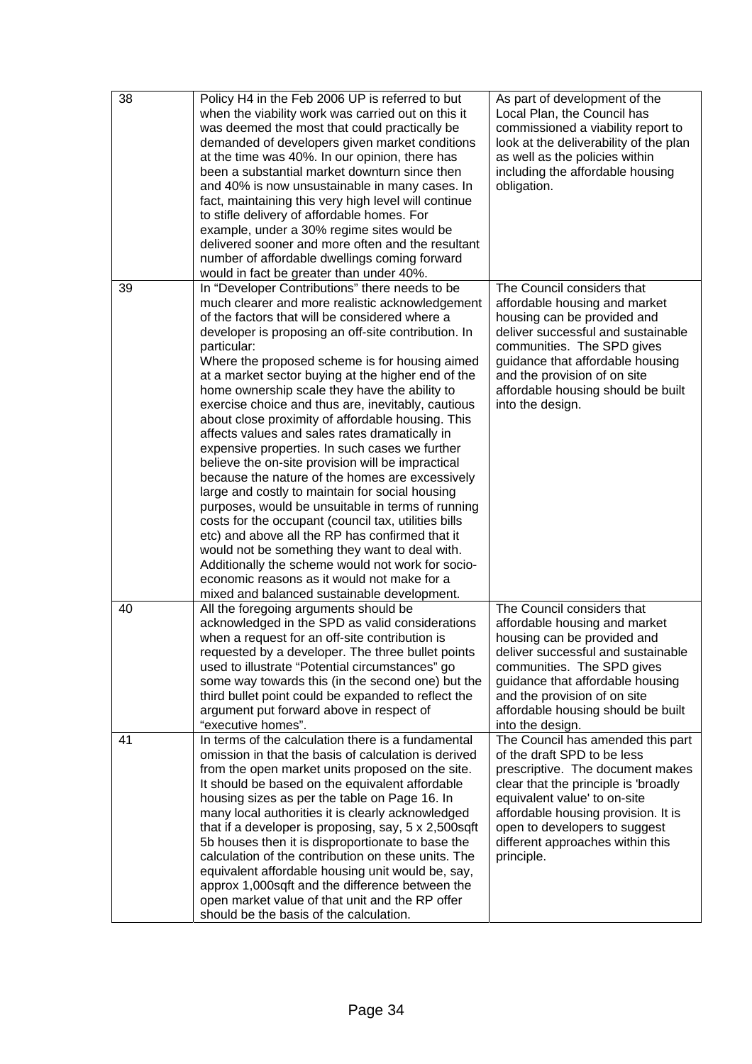| | | |
|---|---|---|
| 38 | Policy H4 in the Feb 2006 UP is referred to but when the viability work was carried out on this it was deemed the most that could practically be demanded of developers given market conditions at the time was 40%. In our opinion, there has been a substantial market downturn since then and 40% is now unsustainable in many cases. In fact, maintaining this very high level will continue to stifle delivery of affordable homes. For example, under a 30% regime sites would be delivered sooner and more often and the resultant number of affordable dwellings coming forward would in fact be greater than under 40%. | As part of development of the Local Plan, the Council has commissioned a viability report to look at the deliverability of the plan as well as the policies within including the affordable housing obligation. |
| 39 | In "Developer Contributions" there needs to be much clearer and more realistic acknowledgement of the factors that will be considered where a developer is proposing an off-site contribution. In particular:<br>Where the proposed scheme is for housing aimed at a market sector buying at the higher end of the home ownership scale they have the ability to exercise choice and thus are, inevitably, cautious about close proximity of affordable housing. This affects values and sales rates dramatically in expensive properties. In such cases we further believe the on-site provision will be impractical because the nature of the homes are excessively large and costly to maintain for social housing purposes, would be unsuitable in terms of running costs for the occupant (council tax, utilities bills etc) and above all the RP has confirmed that it would not be something they want to deal with. Additionally the scheme would not work for socio-economic reasons as it would not make for a mixed and balanced sustainable development. | The Council considers that affordable housing and market housing can be provided and deliver successful and sustainable communities. The SPD gives guidance that affordable housing and the provision of on site affordable housing should be built into the design. |
| 40 | All the foregoing arguments should be acknowledged in the SPD as valid considerations when a request for an off-site contribution is requested by a developer. The three bullet points used to illustrate "Potential circumstances" go some way towards this (in the second one) but the third bullet point could be expanded to reflect the argument put forward above in respect of "executive homes". | The Council considers that affordable housing and market housing can be provided and deliver successful and sustainable communities. The SPD gives guidance that affordable housing and the provision of on site affordable housing should be built into the design. |
| 41 | In terms of the calculation there is a fundamental omission in that the basis of calculation is derived from the open market units proposed on the site. It should be based on the equivalent affordable housing sizes as per the table on Page 16. In many local authorities it is clearly acknowledged that if a developer is proposing, say, 5 x 2,500sqft 5b houses then it is disproportionate to base the calculation of the contribution on these units. The equivalent affordable housing unit would be, say, approx 1,000sqft and the difference between the open market value of that unit and the RP offer should be the basis of the calculation. | The Council has amended this part of the draft SPD to be less prescriptive. The document makes clear that the principle is 'broadly equivalent value' to on-site affordable housing provision. It is open to developers to suggest different approaches within this principle. |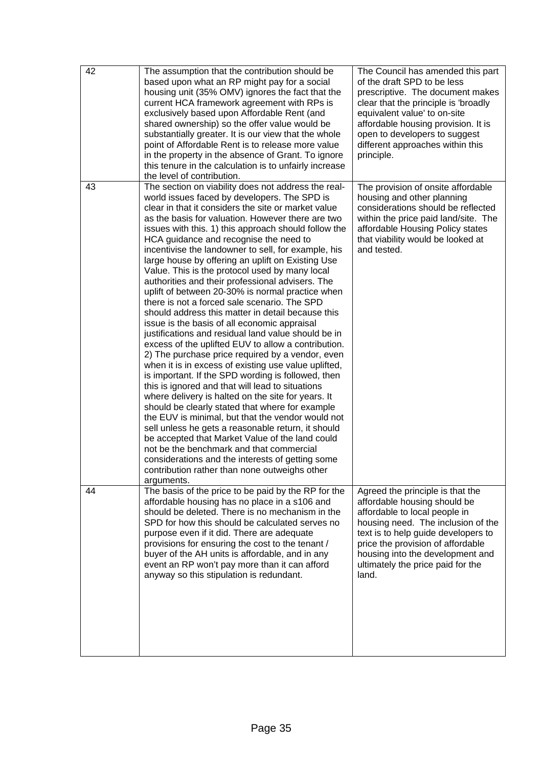| | | |
|---|---|---|
| 42 | The assumption that the contribution should be based upon what an RP might pay for a social housing unit (35% OMV) ignores the fact that the current HCA framework agreement with RPs is exclusively based upon Affordable Rent (and shared ownership) so the offer value would be substantially greater. It is our view that the whole point of Affordable Rent is to release more value in the property in the absence of Grant. To ignore this tenure in the calculation is to unfairly increase the level of contribution. | The Council has amended this part of the draft SPD to be less prescriptive. The document makes clear that the principle is 'broadly equivalent value' to on-site affordable housing provision. It is open to developers to suggest different approaches within this principle. |
| 43 | The section on viability does not address the real-world issues faced by developers. The SPD is clear in that it considers the site or market value as the basis for valuation. However there are two issues with this. 1) this approach should follow the HCA guidance and recognise the need to incentivise the landowner to sell, for example, his large house by offering an uplift on Existing Use Value. This is the protocol used by many local authorities and their professional advisers. The uplift of between 20-30% is normal practice when there is not a forced sale scenario. The SPD should address this matter in detail because this issue is the basis of all economic appraisal justifications and residual land value should be in excess of the uplifted EUV to allow a contribution. 2) The purchase price required by a vendor, even when it is in excess of existing use value uplifted, is important. If the SPD wording is followed, then this is ignored and that will lead to situations where delivery is halted on the site for years. It should be clearly stated that where for example the EUV is minimal, but that the vendor would not sell unless he gets a reasonable return, it should be accepted that Market Value of the land could not be the benchmark and that commercial considerations and the interests of getting some contribution rather than none outweighs other arguments. | The provision of onsite affordable housing and other planning considerations should be reflected within the price paid land/site. The affordable Housing Policy states that viability would be looked at and tested. |
| 44 | The basis of the price to be paid by the RP for the affordable housing has no place in a s106 and should be deleted. There is no mechanism in the SPD for how this should be calculated serves no purpose even if it did. There are adequate provisions for ensuring the cost to the tenant / buyer of the AH units is affordable, and in any event an RP won't pay more than it can afford anyway so this stipulation is redundant. | Agreed the principle is that the affordable housing should be affordable to local people in housing need. The inclusion of the text is to help guide developers to price the provision of affordable housing into the development and ultimately the price paid for the land. |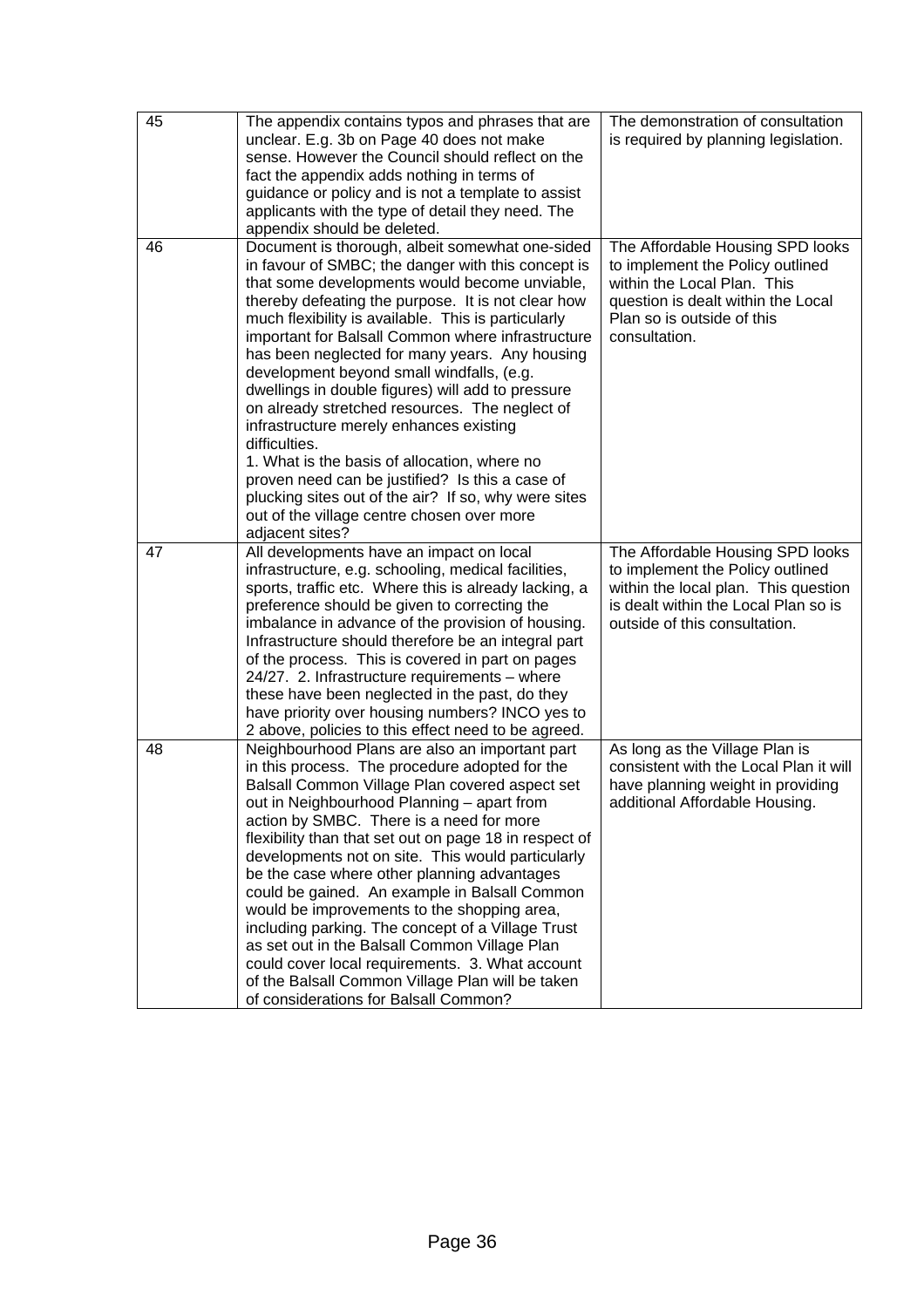| | | |
|---|---|---|
| 45 | The appendix contains typos and phrases that are unclear. E.g. 3b on Page 40 does not make sense. However the Council should reflect on the fact the appendix adds nothing in terms of guidance or policy and is not a template to assist applicants with the type of detail they need. The appendix should be deleted. | The demonstration of consultation is required by planning legislation. |
| 46 | Document is thorough, albeit somewhat one-sided in favour of SMBC; the danger with this concept is that some developments would become unviable, thereby defeating the purpose. It is not clear how much flexibility is available. This is particularly important for Balsall Common where infrastructure has been neglected for many years. Any housing development beyond small windfalls, (e.g. dwellings in double figures) will add to pressure on already stretched resources. The neglect of infrastructure merely enhances existing difficulties.<br>1. What is the basis of allocation, where no proven need can be justified? Is this a case of plucking sites out of the air? If so, why were sites out of the village centre chosen over more adjacent sites? | The Affordable Housing SPD looks to implement the Policy outlined within the Local Plan. This question is dealt within the Local Plan so is outside of this consultation. |
| 47 | All developments have an impact on local infrastructure, e.g. schooling, medical facilities, sports, traffic etc. Where this is already lacking, a preference should be given to correcting the imbalance in advance of the provision of housing. Infrastructure should therefore be an integral part of the process. This is covered in part on pages 24/27. 2. Infrastructure requirements – where these have been neglected in the past, do they have priority over housing numbers? INCO yes to 2 above, policies to this effect need to be agreed. | The Affordable Housing SPD looks to implement the Policy outlined within the local plan. This question is dealt within the Local Plan so is outside of this consultation. |
| 48 | Neighbourhood Plans are also an important part in this process. The procedure adopted for the Balsall Common Village Plan covered aspect set out in Neighbourhood Planning – apart from action by SMBC. There is a need for more flexibility than that set out on page 18 in respect of developments not on site. This would particularly be the case where other planning advantages could be gained. An example in Balsall Common would be improvements to the shopping area, including parking. The concept of a Village Trust as set out in the Balsall Common Village Plan could cover local requirements. 3. What account of the Balsall Common Village Plan will be taken of considerations for Balsall Common? | As long as the Village Plan is consistent with the Local Plan it will have planning weight in providing additional Affordable Housing. |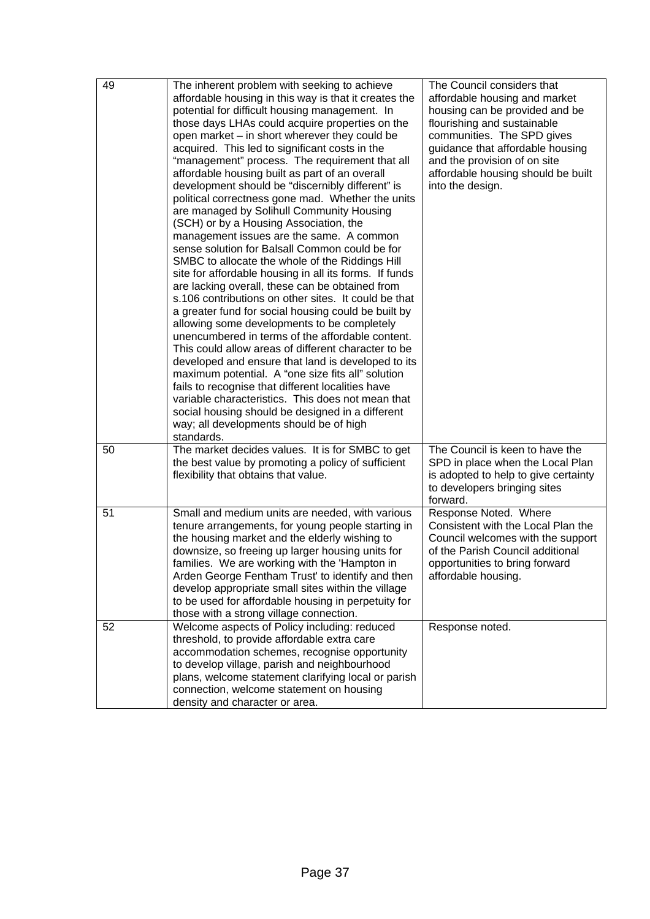| | | |
|---|---|---|
| 49 | The inherent problem with seeking to achieve affordable housing in this way is that it creates the potential for difficult housing management. In those days LHAs could acquire properties on the open market – in short wherever they could be acquired. This led to significant costs in the "management" process. The requirement that all affordable housing built as part of an overall development should be "discernibly different" is political correctness gone mad. Whether the units are managed by Solihull Community Housing (SCH) or by a Housing Association, the management issues are the same. A common sense solution for Balsall Common could be for SMBC to allocate the whole of the Riddings Hill site for affordable housing in all its forms. If funds are lacking overall, these can be obtained from s.106 contributions on other sites. It could be that a greater fund for social housing could be built by allowing some developments to be completely unencumbered in terms of the affordable content. This could allow areas of different character to be developed and ensure that land is developed to its maximum potential. A "one size fits all" solution fails to recognise that different localities have variable characteristics. This does not mean that social housing should be designed in a different way; all developments should be of high standards. | The Council considers that affordable housing and market housing can be provided and be flourishing and sustainable communities. The SPD gives guidance that affordable housing and the provision of on site affordable housing should be built into the design. |
| 50 | The market decides values. It is for SMBC to get the best value by promoting a policy of sufficient flexibility that obtains that value. | The Council is keen to have the SPD in place when the Local Plan is adopted to help to give certainty to developers bringing sites forward. |
| 51 | Small and medium units are needed, with various tenure arrangements, for young people starting in the housing market and the elderly wishing to downsize, so freeing up larger housing units for families. We are working with the 'Hampton in Arden George Fentham Trust' to identify and then develop appropriate small sites within the village to be used for affordable housing in perpetuity for those with a strong village connection. | Response Noted. Where Consistent with the Local Plan the Council welcomes with the support of the Parish Council additional opportunities to bring forward affordable housing. |
| 52 | Welcome aspects of Policy including: reduced threshold, to provide affordable extra care accommodation schemes, recognise opportunity to develop village, parish and neighbourhood plans, welcome statement clarifying local or parish connection, welcome statement on housing density and character or area. | Response noted. |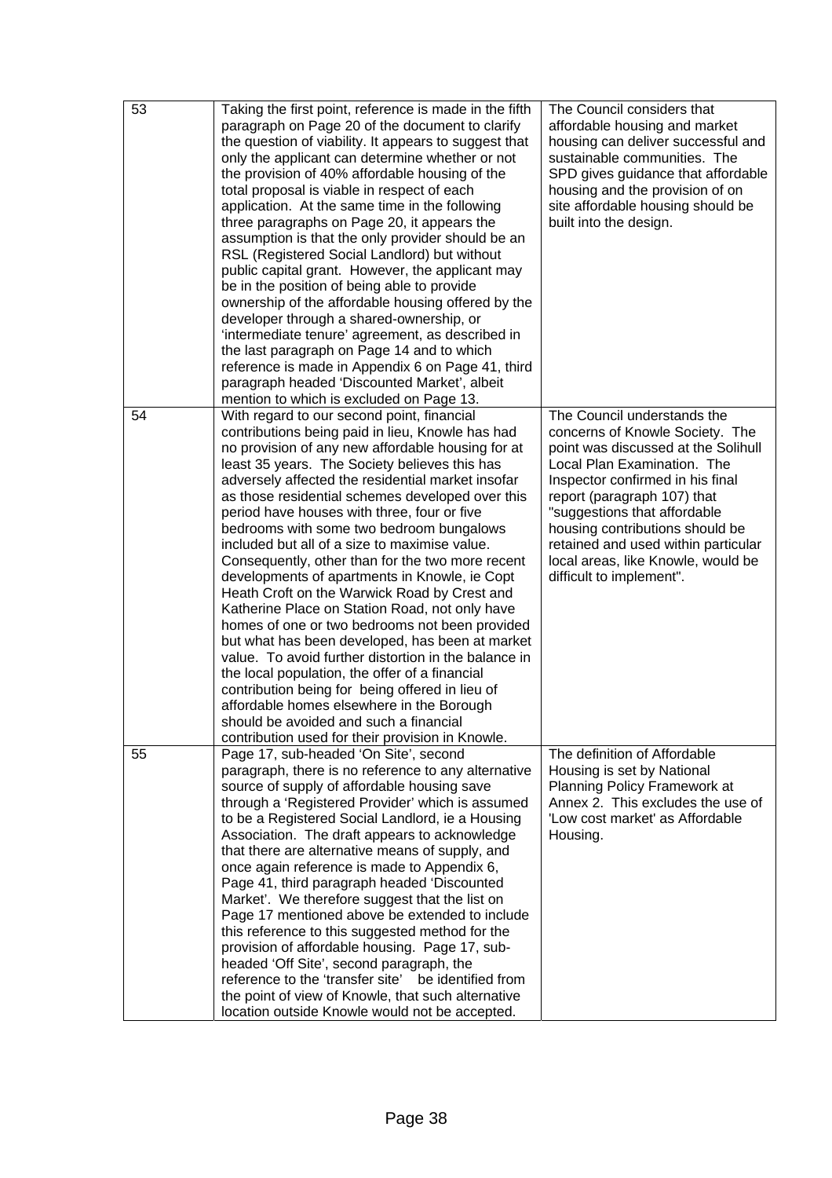| 53 | Taking the first point, reference is made in the fifth paragraph on Page 20 of the document to clarify the question of viability. It appears to suggest that only the applicant can determine whether or not the provision of 40% affordable housing of the total proposal is viable in respect of each application. At the same time in the following three paragraphs on Page 20, it appears the assumption is that the only provider should be an RSL (Registered Social Landlord) but without public capital grant. However, the applicant may be in the position of being able to provide ownership of the affordable housing offered by the developer through a shared-ownership, or 'intermediate tenure' agreement, as described in the last paragraph on Page 14 and to which reference is made in Appendix 6 on Page 41, third paragraph headed 'Discounted Market', albeit mention to which is excluded on Page 13. | The Council considers that affordable housing and market housing can deliver successful and sustainable communities. The SPD gives guidance that affordable housing and the provision of on site affordable housing should be built into the design. |
|---|---|---|
| 54 | With regard to our second point, financial contributions being paid in lieu, Knowle has had no provision of any new affordable housing for at least 35 years. The Society believes this has adversely affected the residential market insofar as those residential schemes developed over this period have houses with three, four or five bedrooms with some two bedroom bungalows included but all of a size to maximise value. Consequently, other than for the two more recent developments of apartments in Knowle, ie Copt Heath Croft on the Warwick Road by Crest and Katherine Place on Station Road, not only have homes of one or two bedrooms not been provided but what has been developed, has been at market value. To avoid further distortion in the balance in the local population, the offer of a financial contribution being for being offered in lieu of affordable homes elsewhere in the Borough should be avoided and such a financial contribution used for their provision in Knowle. | The Council understands the concerns of Knowle Society. The point was discussed at the Solihull Local Plan Examination. The Inspector confirmed in his final report (paragraph 107) that "suggestions that affordable housing contributions should be retained and used within particular local areas, like Knowle, would be difficult to implement". |
| 55 | Page 17, sub-headed 'On Site', second paragraph, there is no reference to any alternative source of supply of affordable housing save through a 'Registered Provider' which is assumed to be a Registered Social Landlord, ie a Housing Association. The draft appears to acknowledge that there are alternative means of supply, and once again reference is made to Appendix 6, Page 41, third paragraph headed 'Discounted Market'. We therefore suggest that the list on Page 17 mentioned above be extended to include this reference to this suggested method for the provision of affordable housing. Page 17, sub-headed 'Off Site', second paragraph, the reference to the 'transfer site' be identified from the point of view of Knowle, that such alternative location outside Knowle would not be accepted. | The definition of Affordable Housing is set by National Planning Policy Framework at Annex 2. This excludes the use of 'Low cost market' as Affordable Housing. |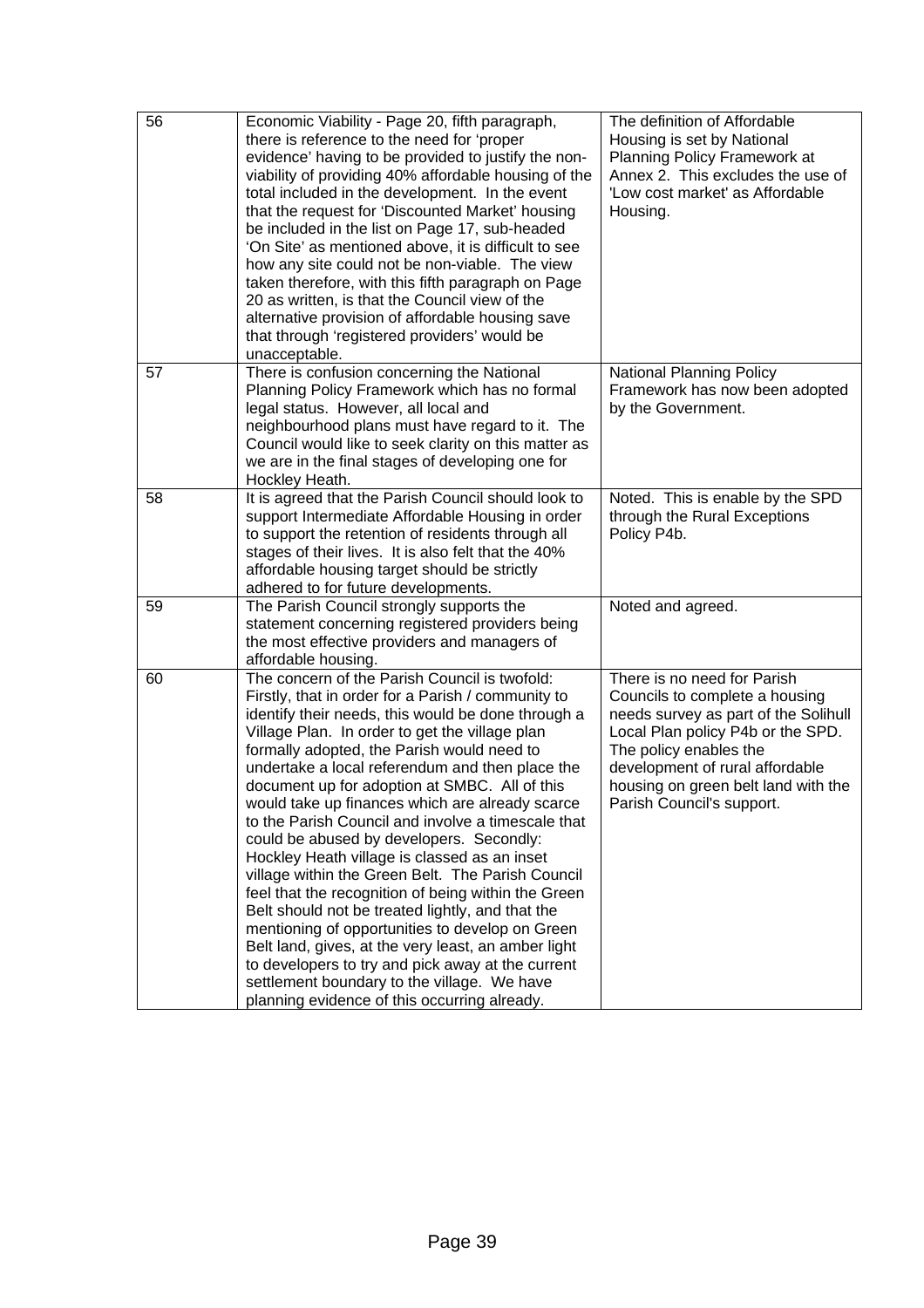| | | |
|---|---|---|
| 56 | Economic Viability - Page 20, fifth paragraph, there is reference to the need for 'proper evidence' having to be provided to justify the non-viability of providing 40% affordable housing of the total included in the development. In the event that the request for 'Discounted Market' housing be included in the list on Page 17, sub-headed 'On Site' as mentioned above, it is difficult to see how any site could not be non-viable. The view taken therefore, with this fifth paragraph on Page 20 as written, is that the Council view of the alternative provision of affordable housing save that through 'registered providers' would be unacceptable. | The definition of Affordable Housing is set by National Planning Policy Framework at Annex 2. This excludes the use of 'Low cost market' as Affordable Housing. |
| 57 | There is confusion concerning the National Planning Policy Framework which has no formal legal status. However, all local and neighbourhood plans must have regard to it. The Council would like to seek clarity on this matter as we are in the final stages of developing one for Hockley Heath. | National Planning Policy Framework has now been adopted by the Government. |
| 58 | It is agreed that the Parish Council should look to support Intermediate Affordable Housing in order to support the retention of residents through all stages of their lives. It is also felt that the 40% affordable housing target should be strictly adhered to for future developments. | Noted. This is enable by the SPD through the Rural Exceptions Policy P4b. |
| 59 | The Parish Council strongly supports the statement concerning registered providers being the most effective providers and managers of affordable housing. | Noted and agreed. |
| 60 | The concern of the Parish Council is twofold: Firstly, that in order for a Parish / community to identify their needs, this would be done through a Village Plan. In order to get the village plan formally adopted, the Parish would need to undertake a local referendum and then place the document up for adoption at SMBC. All of this would take up finances which are already scarce to the Parish Council and involve a timescale that could be abused by developers. Secondly: Hockley Heath village is classed as an inset village within the Green Belt. The Parish Council feel that the recognition of being within the Green Belt should not be treated lightly, and that the mentioning of opportunities to develop on Green Belt land, gives, at the very least, an amber light to developers to try and pick away at the current settlement boundary to the village. We have planning evidence of this occurring already. | There is no need for Parish Councils to complete a housing needs survey as part of the Solihull Local Plan policy P4b or the SPD. The policy enables the development of rural affordable housing on green belt land with the Parish Council's support. |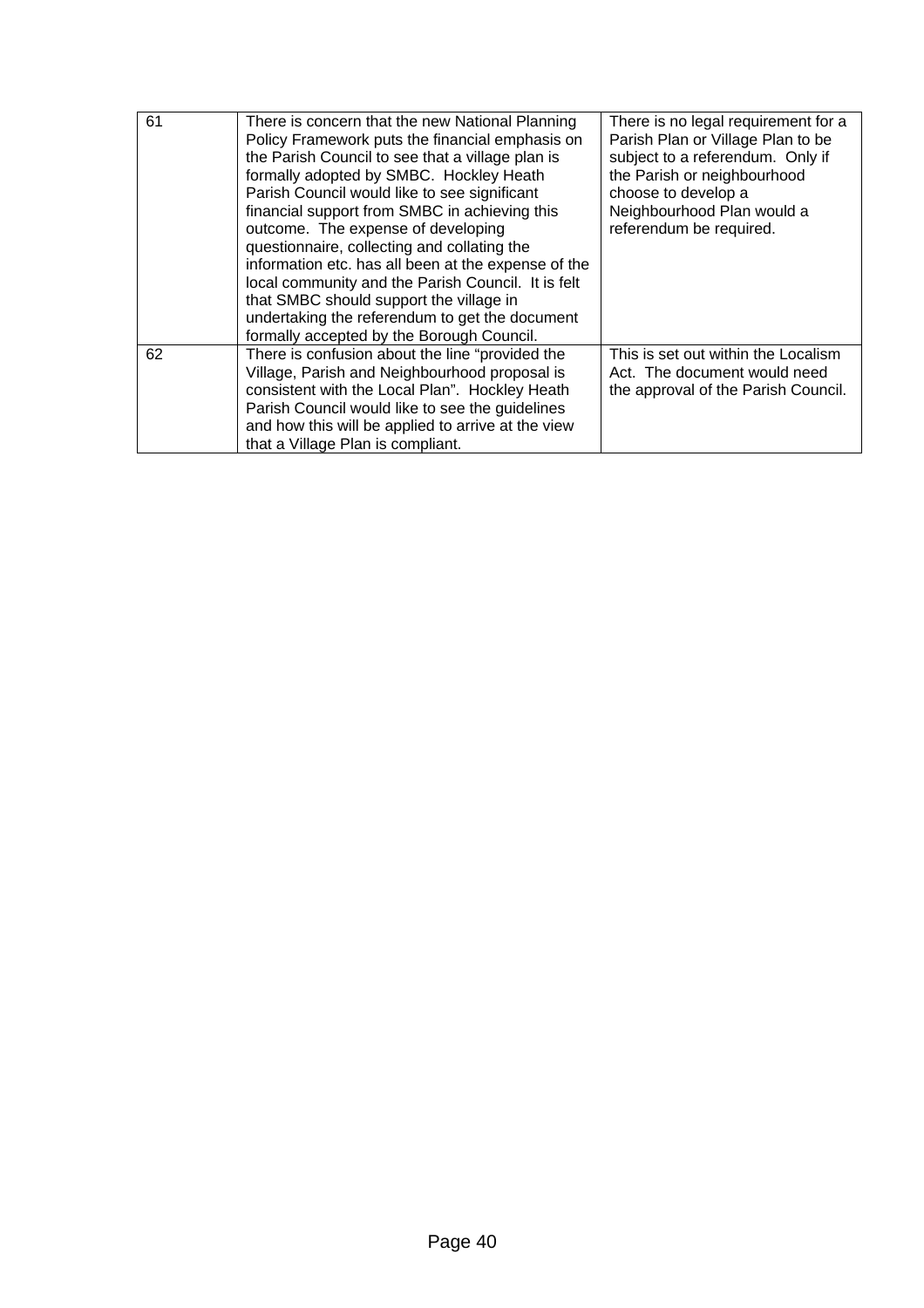| | | |
|---|---|---|
| 61 | There is concern that the new National Planning Policy Framework puts the financial emphasis on the Parish Council to see that a village plan is formally adopted by SMBC. Hockley Heath Parish Council would like to see significant financial support from SMBC in achieving this outcome. The expense of developing questionnaire, collecting and collating the information etc. has all been at the expense of the local community and the Parish Council. It is felt that SMBC should support the village in undertaking the referendum to get the document formally accepted by the Borough Council. | There is no legal requirement for a Parish Plan or Village Plan to be subject to a referendum. Only if the Parish or neighbourhood choose to develop a Neighbourhood Plan would a referendum be required. |
| 62 | There is confusion about the line "provided the Village, Parish and Neighbourhood proposal is consistent with the Local Plan". Hockley Heath Parish Council would like to see the guidelines and how this will be applied to arrive at the view that a Village Plan is compliant. | This is set out within the Localism Act. The document would need the approval of the Parish Council. |